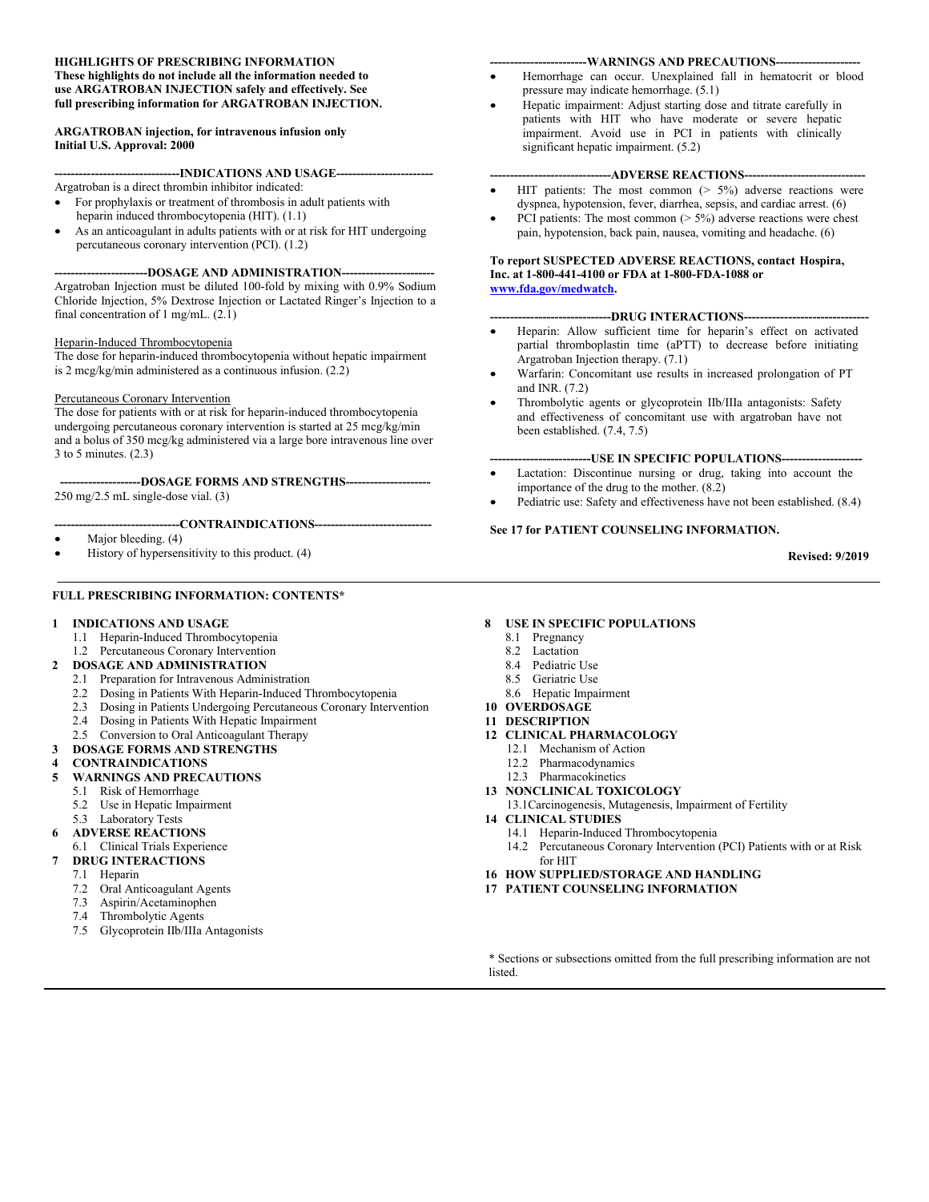**HIGHLIGHTS OF PRESCRIBING INFORMATION**
**These highlights do not include all the information needed to use ARGATROBAN INJECTION safely and effectively. See full prescribing information for ARGATROBAN INJECTION.**

**ARGATROBAN injection, for intravenous infusion only**
**Initial U.S. Approval: 2000**

**-------------------------------INDICATIONS AND USAGE------------------------**

Argatroban is a direct thrombin inhibitor indicated:

- For prophylaxis or treatment of thrombosis in adult patients with heparin induced thrombocytopenia (HIT). (1.1)
- As an anticoagulant in adults patients with or at risk for HIT undergoing percutaneous coronary intervention (PCI). (1.2)

**-----------------------DOSAGE AND ADMINISTRATION-----------------------**

Argatroban Injection must be diluted 100-fold by mixing with 0.9% Sodium Chloride Injection, 5% Dextrose Injection or Lactated Ringer's Injection to a final concentration of 1 mg/mL. (2.1)

Heparin-Induced Thrombocytopenia

The dose for heparin-induced thrombocytopenia without hepatic impairment is 2 mcg/kg/min administered as a continuous infusion. (2.2)

Percutaneous Coronary Intervention

The dose for patients with or at risk for heparin-induced thrombocytopenia undergoing percutaneous coronary intervention is started at 25 mcg/kg/min and a bolus of 350 mcg/kg administered via a large bore intravenous line over 3 to 5 minutes. (2.3)

**--------------------DOSAGE FORMS AND STRENGTHS---------------------**

250 mg/2.5 mL single-dose vial. (3)

**-------------------------------CONTRAINDICATIONS-----------------------------**

- Major bleeding. (4)
- History of hypersensitivity to this product. (4)

**------------------------WARNINGS AND PRECAUTIONS---------------------**

- Hemorrhage can occur. Unexplained fall in hematocrit or blood pressure may indicate hemorrhage. (5.1)
- Hepatic impairment: Adjust starting dose and titrate carefully in patients with HIT who have moderate or severe hepatic impairment. Avoid use in PCI in patients with clinically significant hepatic impairment. (5.2)

**------------------------------ADVERSE REACTIONS------------------------------**

- HIT patients: The most common (> 5%) adverse reactions were dyspnea, hypotension, fever, diarrhea, sepsis, and cardiac arrest. (6)
- PCI patients: The most common (> 5%) adverse reactions were chest pain, hypotension, back pain, nausea, vomiting and headache. (6)

**To report SUSPECTED ADVERSE REACTIONS, contact Hospira, Inc. at 1-800-441-4100 or FDA at 1-800-FDA-1088 or www.fda.gov/medwatch.**

**------------------------------DRUG INTERACTIONS-------------------------------**

- Heparin: Allow sufficient time for heparin's effect on activated partial thromboplastin time (aPTT) to decrease before initiating Argatroban Injection therapy. (7.1)
- Warfarin: Concomitant use results in increased prolongation of PT and INR. (7.2)
- Thrombolytic agents or glycoprotein IIb/IIIa antagonists: Safety and effectiveness of concomitant use with argatroban have not been established. (7.4, 7.5)

**-------------------------USE IN SPECIFIC POPULATIONS--------------------**

- Lactation: Discontinue nursing or drug, taking into account the importance of the drug to the mother. (8.2)
- Pediatric use: Safety and effectiveness have not been established. (8.4)

**See 17 for PATIENT COUNSELING INFORMATION.**

**Revised: 9/2019**

---

**FULL PRESCRIBING INFORMATION: CONTENTS***

**1 INDICATIONS AND USAGE**
- 1.1 Heparin-Induced Thrombocytopenia
- 1.2 Percutaneous Coronary Intervention

**2 DOSAGE AND ADMINISTRATION**
- 2.1 Preparation for Intravenous Administration
- 2.2 Dosing in Patients With Heparin-Induced Thrombocytopenia
- 2.3 Dosing in Patients Undergoing Percutaneous Coronary Intervention
- 2.4 Dosing in Patients With Hepatic Impairment
- 2.5 Conversion to Oral Anticoagulant Therapy

**3 DOSAGE FORMS AND STRENGTHS**

**4 CONTRAINDICATIONS**

**5 WARNINGS AND PRECAUTIONS**
- 5.1 Risk of Hemorrhage
- 5.2 Use in Hepatic Impairment
- 5.3 Laboratory Tests

**6 ADVERSE REACTIONS**
- 6.1 Clinical Trials Experience

**7 DRUG INTERACTIONS**
- 7.1 Heparin
- 7.2 Oral Anticoagulant Agents
- 7.3 Aspirin/Acetaminophen
- 7.4 Thrombolytic Agents
- 7.5 Glycoprotein IIb/IIIa Antagonists

**8 USE IN SPECIFIC POPULATIONS**
- 8.1 Pregnancy
- 8.2 Lactation
- 8.4 Pediatric Use
- 8.5 Geriatric Use
- 8.6 Hepatic Impairment

**10 OVERDOSAGE**

**11 DESCRIPTION**

**12 CLINICAL PHARMACOLOGY**
- 12.1 Mechanism of Action
- 12.2 Pharmacodynamics
- 12.3 Pharmacokinetics

**13 NONCLINICAL TOXICOLOGY**
- 13.1 Carcinogenesis, Mutagenesis, Impairment of Fertility

**14 CLINICAL STUDIES**
- 14.1 Heparin-Induced Thrombocytopenia
- 14.2 Percutaneous Coronary Intervention (PCI) Patients with or at Risk for HIT

**16 HOW SUPPLIED/STORAGE AND HANDLING**

**17 PATIENT COUNSELING INFORMATION**

* Sections or subsections omitted from the full prescribing information are not listed.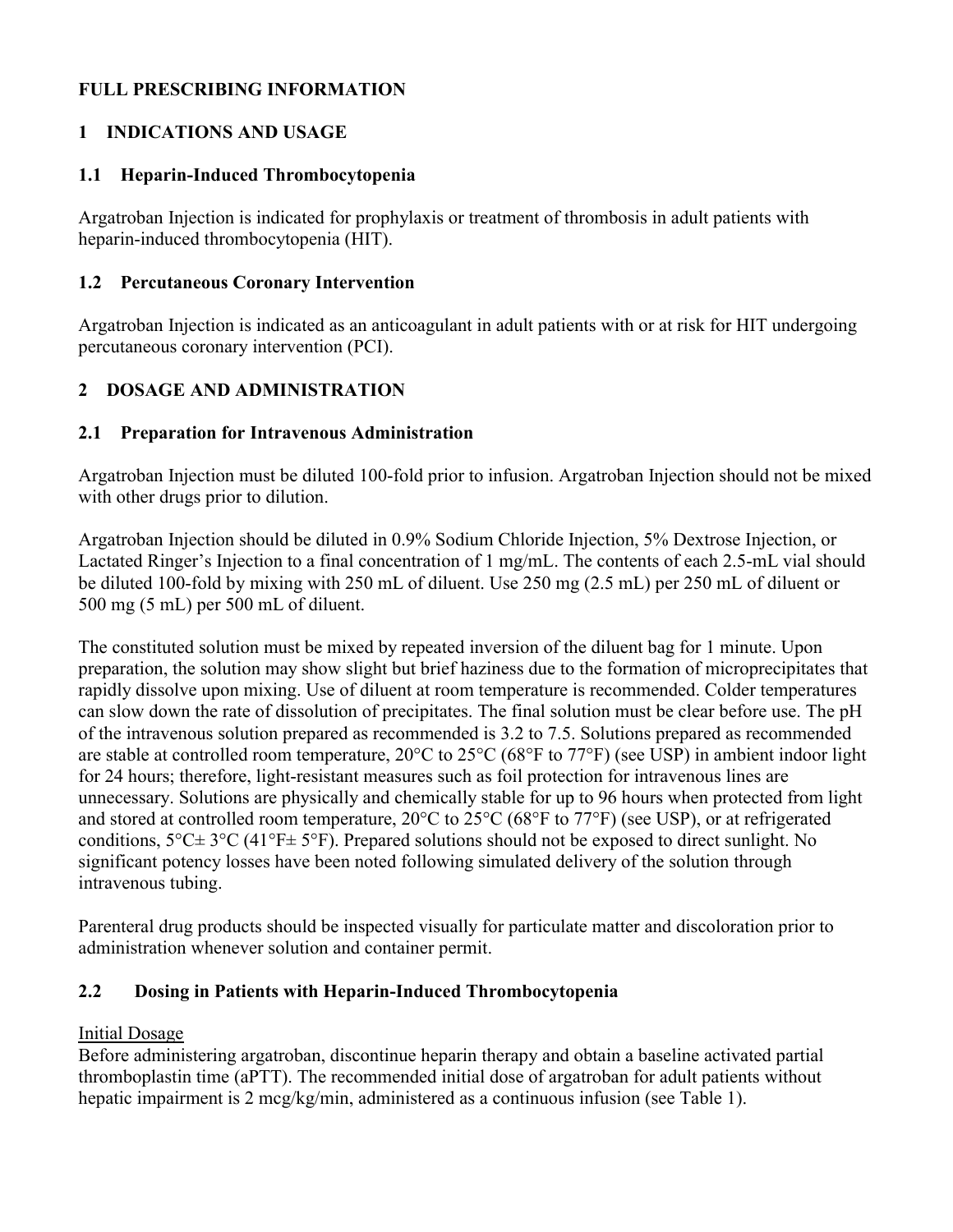# FULL PRESCRIBING INFORMATION

## 1 INDICATIONS AND USAGE

### 1.1 Heparin-Induced Thrombocytopenia

Argatroban Injection is indicated for prophylaxis or treatment of thrombosis in adult patients with heparin-induced thrombocytopenia (HIT).

### 1.2 Percutaneous Coronary Intervention

Argatroban Injection is indicated as an anticoagulant in adult patients with or at risk for HIT undergoing percutaneous coronary intervention (PCI).

## 2 DOSAGE AND ADMINISTRATION

### 2.1 Preparation for Intravenous Administration

Argatroban Injection must be diluted 100-fold prior to infusion. Argatroban Injection should not be mixed with other drugs prior to dilution.

Argatroban Injection should be diluted in 0.9% Sodium Chloride Injection, 5% Dextrose Injection, or Lactated Ringer's Injection to a final concentration of 1 mg/mL. The contents of each 2.5-mL vial should be diluted 100-fold by mixing with 250 mL of diluent. Use 250 mg (2.5 mL) per 250 mL of diluent or 500 mg (5 mL) per 500 mL of diluent.

The constituted solution must be mixed by repeated inversion of the diluent bag for 1 minute. Upon preparation, the solution may show slight but brief haziness due to the formation of microprecipitates that rapidly dissolve upon mixing. Use of diluent at room temperature is recommended. Colder temperatures can slow down the rate of dissolution of precipitates. The final solution must be clear before use. The pH of the intravenous solution prepared as recommended is 3.2 to 7.5. Solutions prepared as recommended are stable at controlled room temperature, 20°C to 25°C (68°F to 77°F) (see USP) in ambient indoor light for 24 hours; therefore, light-resistant measures such as foil protection for intravenous lines are unnecessary. Solutions are physically and chemically stable for up to 96 hours when protected from light and stored at controlled room temperature, 20°C to 25°C (68°F to 77°F) (see USP), or at refrigerated conditions, 5°C± 3°C (41°F± 5°F). Prepared solutions should not be exposed to direct sunlight. No significant potency losses have been noted following simulated delivery of the solution through intravenous tubing.

Parenteral drug products should be inspected visually for particulate matter and discoloration prior to administration whenever solution and container permit.

### 2.2 Dosing in Patients with Heparin-Induced Thrombocytopenia

Initial Dosage

Before administering argatroban, discontinue heparin therapy and obtain a baseline activated partial thromboplastin time (aPTT). The recommended initial dose of argatroban for adult patients without hepatic impairment is 2 mcg/kg/min, administered as a continuous infusion (see Table 1).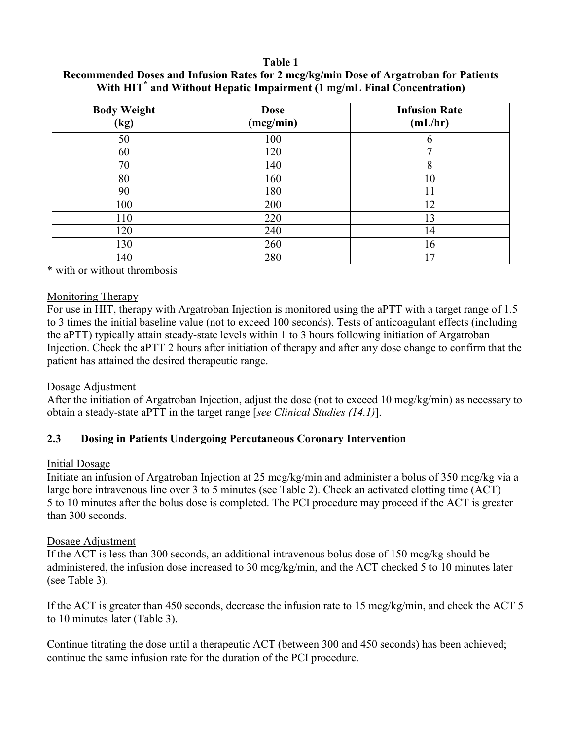**Table 1**
**Recommended Doses and Infusion Rates for 2 mcg/kg/min Dose of Argatroban for Patients With HIT* and Without Hepatic Impairment (1 mg/mL Final Concentration)**

| Body Weight (kg) | Dose (mcg/min) | Infusion Rate (mL/hr) |
|---|---|---|
| 50 | 100 | 6 |
| 60 | 120 | 7 |
| 70 | 140 | 8 |
| 80 | 160 | 10 |
| 90 | 180 | 11 |
| 100 | 200 | 12 |
| 110 | 220 | 13 |
| 120 | 240 | 14 |
| 130 | 260 | 16 |
| 140 | 280 | 17 |

* with or without thrombosis

Monitoring Therapy

For use in HIT, therapy with Argatroban Injection is monitored using the aPTT with a target range of 1.5 to 3 times the initial baseline value (not to exceed 100 seconds). Tests of anticoagulant effects (including the aPTT) typically attain steady-state levels within 1 to 3 hours following initiation of Argatroban Injection. Check the aPTT 2 hours after initiation of therapy and after any dose change to confirm that the patient has attained the desired therapeutic range.

Dosage Adjustment

After the initiation of Argatroban Injection, adjust the dose (not to exceed 10 mcg/kg/min) as necessary to obtain a steady-state aPTT in the target range [*see Clinical Studies (14.1)*].

### 2.3 Dosing in Patients Undergoing Percutaneous Coronary Intervention

Initial Dosage

Initiate an infusion of Argatroban Injection at 25 mcg/kg/min and administer a bolus of 350 mcg/kg via a large bore intravenous line over 3 to 5 minutes (see Table 2). Check an activated clotting time (ACT) 5 to 10 minutes after the bolus dose is completed. The PCI procedure may proceed if the ACT is greater than 300 seconds.

Dosage Adjustment

If the ACT is less than 300 seconds, an additional intravenous bolus dose of 150 mcg/kg should be administered, the infusion dose increased to 30 mcg/kg/min, and the ACT checked 5 to 10 minutes later (see Table 3).

If the ACT is greater than 450 seconds, decrease the infusion rate to 15 mcg/kg/min, and check the ACT 5 to 10 minutes later (Table 3).

Continue titrating the dose until a therapeutic ACT (between 300 and 450 seconds) has been achieved; continue the same infusion rate for the duration of the PCI procedure.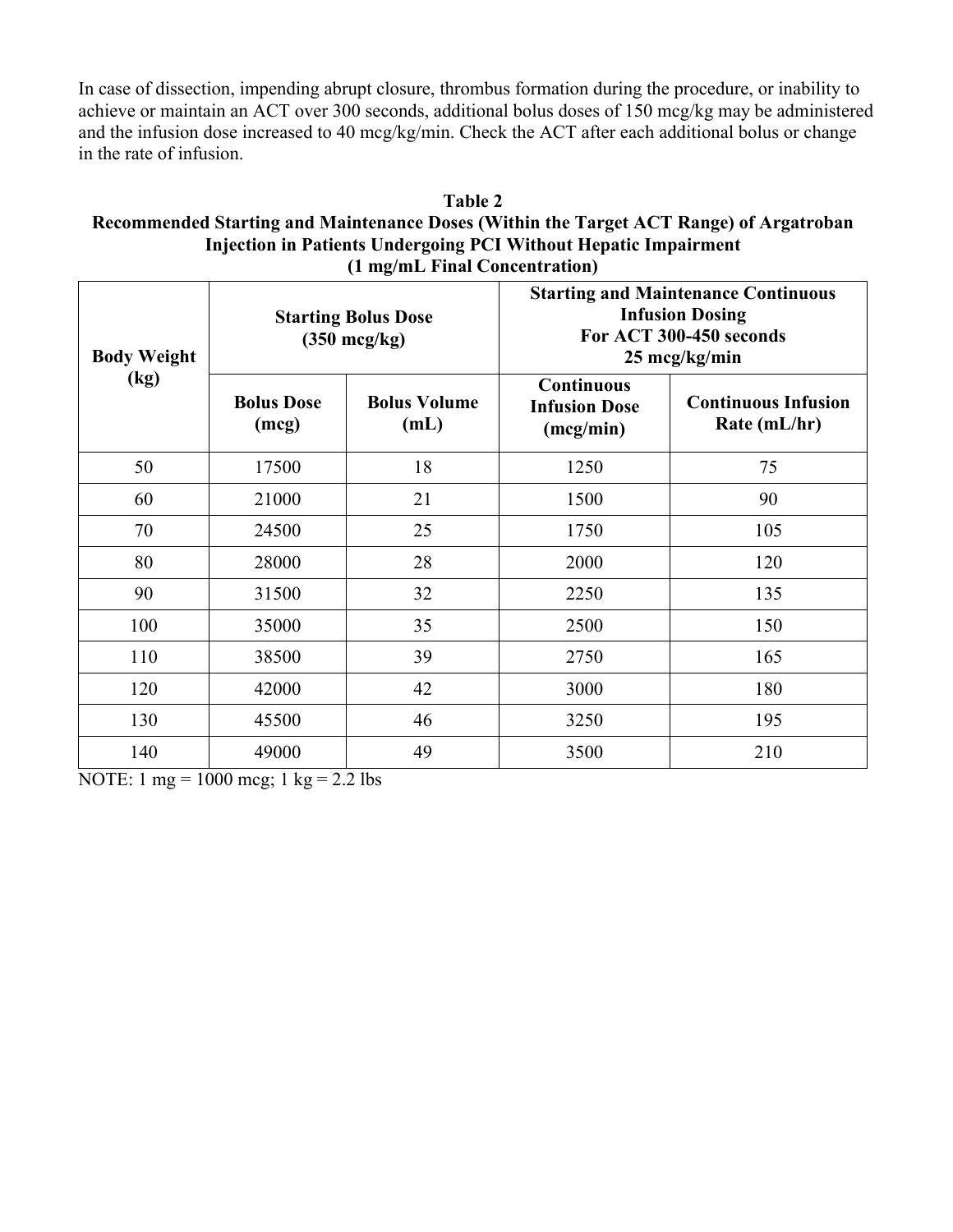In case of dissection, impending abrupt closure, thrombus formation during the procedure, or inability to achieve or maintain an ACT over 300 seconds, additional bolus doses of 150 mcg/kg may be administered and the infusion dose increased to 40 mcg/kg/min. Check the ACT after each additional bolus or change in the rate of infusion.

**Table 2**
**Recommended Starting and Maintenance Doses (Within the Target ACT Range) of Argatroban Injection in Patients Undergoing PCI Without Hepatic Impairment (1 mg/mL Final Concentration)**

| Body Weight (kg) | Starting Bolus Dose (350 mcg/kg) | | Starting and Maintenance Continuous Infusion Dosing For ACT 300-450 seconds 25 mcg/kg/min | |
|---|---|---|---|---|
| | **Bolus Dose (mcg)** | **Bolus Volume (mL)** | **Continuous Infusion Dose (mcg/min)** | **Continuous Infusion Rate (mL/hr)** |
| 50 | 17500 | 18 | 1250 | 75 |
| 60 | 21000 | 21 | 1500 | 90 |
| 70 | 24500 | 25 | 1750 | 105 |
| 80 | 28000 | 28 | 2000 | 120 |
| 90 | 31500 | 32 | 2250 | 135 |
| 100 | 35000 | 35 | 2500 | 150 |
| 110 | 38500 | 39 | 2750 | 165 |
| 120 | 42000 | 42 | 3000 | 180 |
| 130 | 45500 | 46 | 3250 | 195 |
| 140 | 49000 | 49 | 3500 | 210 |

NOTE: 1 mg = 1000 mcg; 1 kg = 2.2 lbs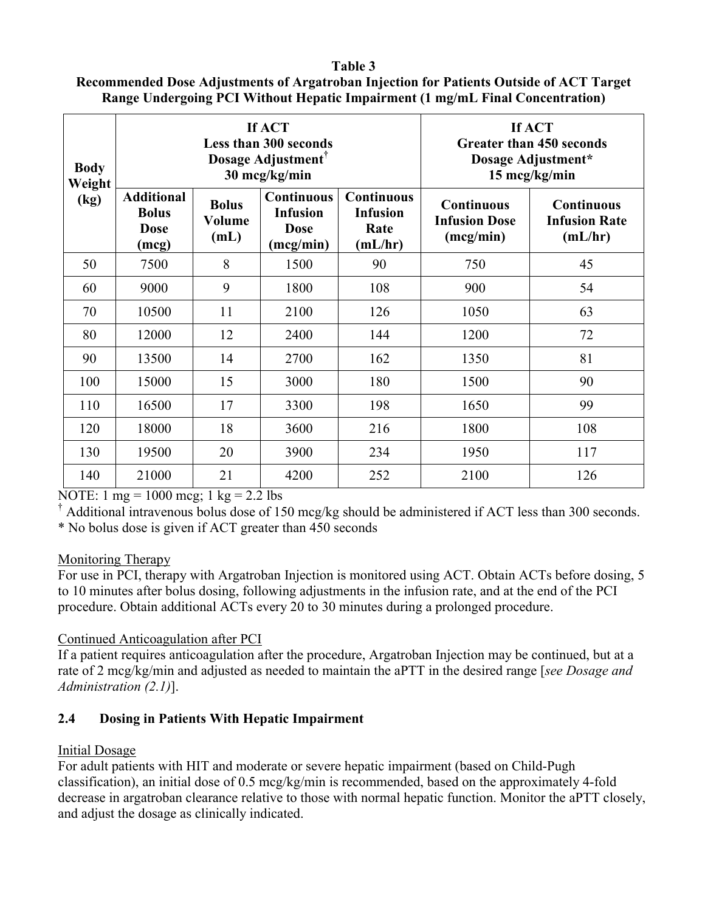**Table 3**
**Recommended Dose Adjustments of Argatroban Injection for Patients Outside of ACT Target Range Undergoing PCI Without Hepatic Impairment (1 mg/mL Final Concentration)**

| Body Weight (kg) | If ACT Less than 300 seconds Dosage Adjustment† 30 mcg/kg/min | | | | If ACT Greater than 450 seconds Dosage Adjustment* 15 mcg/kg/min | |
|---|---|---|---|---|---|---|
| | Additional Bolus Dose (mcg) | Bolus Volume (mL) | Continuous Infusion Dose (mcg/min) | Continuous Infusion Rate (mL/hr) | Continuous Infusion Dose (mcg/min) | Continuous Infusion Rate (mL/hr) |
| 50 | 7500 | 8 | 1500 | 90 | 750 | 45 |
| 60 | 9000 | 9 | 1800 | 108 | 900 | 54 |
| 70 | 10500 | 11 | 2100 | 126 | 1050 | 63 |
| 80 | 12000 | 12 | 2400 | 144 | 1200 | 72 |
| 90 | 13500 | 14 | 2700 | 162 | 1350 | 81 |
| 100 | 15000 | 15 | 3000 | 180 | 1500 | 90 |
| 110 | 16500 | 17 | 3300 | 198 | 1650 | 99 |
| 120 | 18000 | 18 | 3600 | 216 | 1800 | 108 |
| 130 | 19500 | 20 | 3900 | 234 | 1950 | 117 |
| 140 | 21000 | 21 | 4200 | 252 | 2100 | 126 |

NOTE: 1 mg = 1000 mcg; 1 kg = 2.2 lbs

† Additional intravenous bolus dose of 150 mcg/kg should be administered if ACT less than 300 seconds.

* No bolus dose is given if ACT greater than 450 seconds

Monitoring Therapy

For use in PCI, therapy with Argatroban Injection is monitored using ACT. Obtain ACTs before dosing, 5 to 10 minutes after bolus dosing, following adjustments in the infusion rate, and at the end of the PCI procedure. Obtain additional ACTs every 20 to 30 minutes during a prolonged procedure.

Continued Anticoagulation after PCI

If a patient requires anticoagulation after the procedure, Argatroban Injection may be continued, but at a rate of 2 mcg/kg/min and adjusted as needed to maintain the aPTT in the desired range [*see Dosage and Administration (2.1)*].

### 2.4 Dosing in Patients With Hepatic Impairment

Initial Dosage

For adult patients with HIT and moderate or severe hepatic impairment (based on Child-Pugh classification), an initial dose of 0.5 mcg/kg/min is recommended, based on the approximately 4-fold decrease in argatroban clearance relative to those with normal hepatic function. Monitor the aPTT closely, and adjust the dosage as clinically indicated.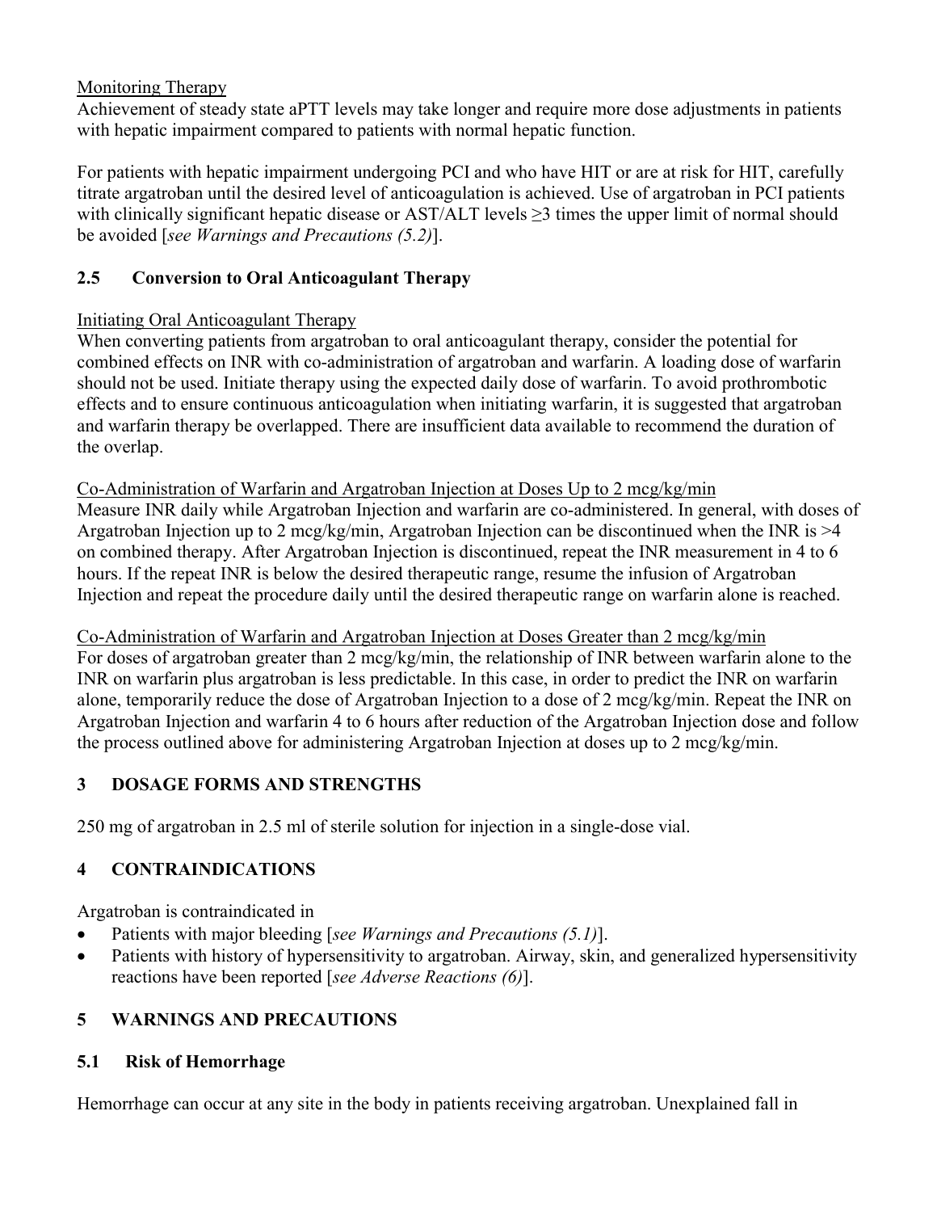Monitoring Therapy

Achievement of steady state aPTT levels may take longer and require more dose adjustments in patients with hepatic impairment compared to patients with normal hepatic function.

For patients with hepatic impairment undergoing PCI and who have HIT or are at risk for HIT, carefully titrate argatroban until the desired level of anticoagulation is achieved. Use of argatroban in PCI patients with clinically significant hepatic disease or AST/ALT levels ≥3 times the upper limit of normal should be avoided [*see Warnings and Precautions (5.2)*].

### 2.5 Conversion to Oral Anticoagulant Therapy

Initiating Oral Anticoagulant Therapy

When converting patients from argatroban to oral anticoagulant therapy, consider the potential for combined effects on INR with co-administration of argatroban and warfarin. A loading dose of warfarin should not be used. Initiate therapy using the expected daily dose of warfarin. To avoid prothrombotic effects and to ensure continuous anticoagulation when initiating warfarin, it is suggested that argatroban and warfarin therapy be overlapped. There are insufficient data available to recommend the duration of the overlap.

Co-Administration of Warfarin and Argatroban Injection at Doses Up to 2 mcg/kg/min

Measure INR daily while Argatroban Injection and warfarin are co-administered. In general, with doses of Argatroban Injection up to 2 mcg/kg/min, Argatroban Injection can be discontinued when the INR is >4 on combined therapy. After Argatroban Injection is discontinued, repeat the INR measurement in 4 to 6 hours. If the repeat INR is below the desired therapeutic range, resume the infusion of Argatroban Injection and repeat the procedure daily until the desired therapeutic range on warfarin alone is reached.

Co-Administration of Warfarin and Argatroban Injection at Doses Greater than 2 mcg/kg/min

For doses of argatroban greater than 2 mcg/kg/min, the relationship of INR between warfarin alone to the INR on warfarin plus argatroban is less predictable. In this case, in order to predict the INR on warfarin alone, temporarily reduce the dose of Argatroban Injection to a dose of 2 mcg/kg/min. Repeat the INR on Argatroban Injection and warfarin 4 to 6 hours after reduction of the Argatroban Injection dose and follow the process outlined above for administering Argatroban Injection at doses up to 2 mcg/kg/min.

## 3 DOSAGE FORMS AND STRENGTHS

250 mg of argatroban in 2.5 ml of sterile solution for injection in a single-dose vial.

## 4 CONTRAINDICATIONS

Argatroban is contraindicated in

- Patients with major bleeding [*see Warnings and Precautions (5.1)*].
- Patients with history of hypersensitivity to argatroban. Airway, skin, and generalized hypersensitivity reactions have been reported [*see Adverse Reactions (6)*].

## 5 WARNINGS AND PRECAUTIONS

### 5.1 Risk of Hemorrhage

Hemorrhage can occur at any site in the body in patients receiving argatroban. Unexplained fall in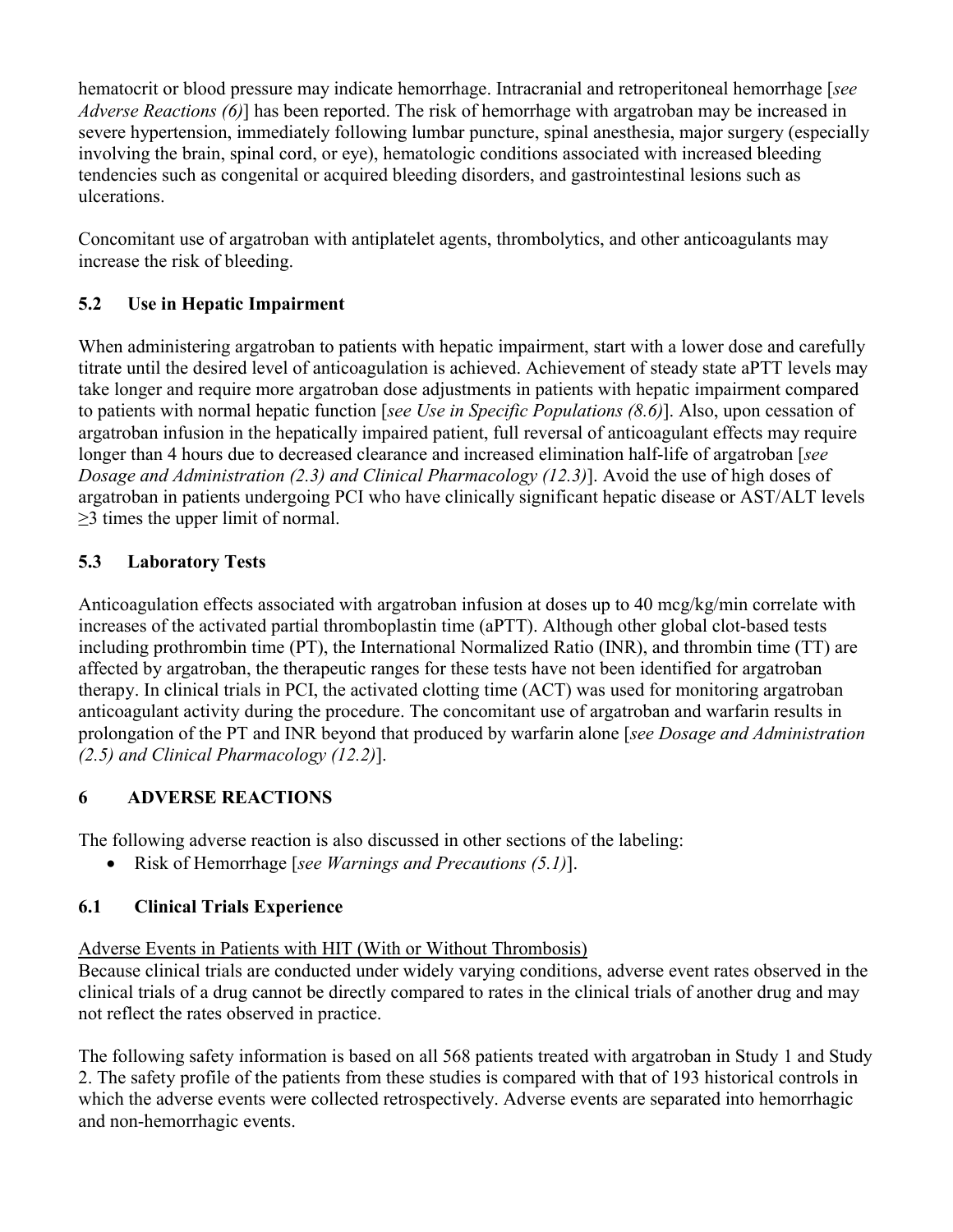hematocrit or blood pressure may indicate hemorrhage. Intracranial and retroperitoneal hemorrhage [*see Adverse Reactions (6)*] has been reported. The risk of hemorrhage with argatroban may be increased in severe hypertension, immediately following lumbar puncture, spinal anesthesia, major surgery (especially involving the brain, spinal cord, or eye), hematologic conditions associated with increased bleeding tendencies such as congenital or acquired bleeding disorders, and gastrointestinal lesions such as ulcerations.

Concomitant use of argatroban with antiplatelet agents, thrombolytics, and other anticoagulants may increase the risk of bleeding.

### 5.2 Use in Hepatic Impairment

When administering argatroban to patients with hepatic impairment, start with a lower dose and carefully titrate until the desired level of anticoagulation is achieved. Achievement of steady state aPTT levels may take longer and require more argatroban dose adjustments in patients with hepatic impairment compared to patients with normal hepatic function [*see Use in Specific Populations (8.6)*]. Also, upon cessation of argatroban infusion in the hepatically impaired patient, full reversal of anticoagulant effects may require longer than 4 hours due to decreased clearance and increased elimination half-life of argatroban [*see Dosage and Administration (2.3) and Clinical Pharmacology (12.3)*]. Avoid the use of high doses of argatroban in patients undergoing PCI who have clinically significant hepatic disease or AST/ALT levels ≥3 times the upper limit of normal.

### 5.3 Laboratory Tests

Anticoagulation effects associated with argatroban infusion at doses up to 40 mcg/kg/min correlate with increases of the activated partial thromboplastin time (aPTT). Although other global clot-based tests including prothrombin time (PT), the International Normalized Ratio (INR), and thrombin time (TT) are affected by argatroban, the therapeutic ranges for these tests have not been identified for argatroban therapy. In clinical trials in PCI, the activated clotting time (ACT) was used for monitoring argatroban anticoagulant activity during the procedure. The concomitant use of argatroban and warfarin results in prolongation of the PT and INR beyond that produced by warfarin alone [*see Dosage and Administration (2.5) and Clinical Pharmacology (12.2)*].

## 6 ADVERSE REACTIONS

The following adverse reaction is also discussed in other sections of the labeling:

- Risk of Hemorrhage [*see Warnings and Precautions (5.1)*].

### 6.1 Clinical Trials Experience

Adverse Events in Patients with HIT (With or Without Thrombosis)

Because clinical trials are conducted under widely varying conditions, adverse event rates observed in the clinical trials of a drug cannot be directly compared to rates in the clinical trials of another drug and may not reflect the rates observed in practice.

The following safety information is based on all 568 patients treated with argatroban in Study 1 and Study 2. The safety profile of the patients from these studies is compared with that of 193 historical controls in which the adverse events were collected retrospectively. Adverse events are separated into hemorrhagic and non-hemorrhagic events.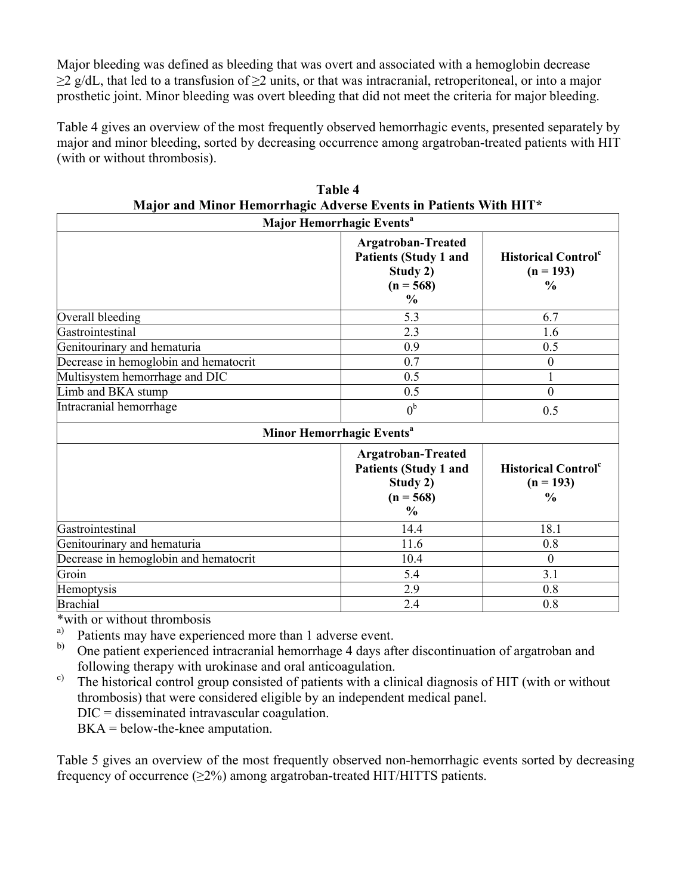Major bleeding was defined as bleeding that was overt and associated with a hemoglobin decrease ≥2 g/dL, that led to a transfusion of ≥2 units, or that was intracranial, retroperitoneal, or into a major prosthetic joint. Minor bleeding was overt bleeding that did not meet the criteria for major bleeding.

Table 4 gives an overview of the most frequently observed hemorrhagic events, presented separately by major and minor bleeding, sorted by decreasing occurrence among argatroban-treated patients with HIT (with or without thrombosis).

**Table 4**
**Major and Minor Hemorrhagic Adverse Events in Patients With HIT***

| Major Hemorrhagic Events[a] | | |
|---|---|---|
| | **Argatroban-Treated Patients (Study 1 and Study 2) (n = 568) %** | **Historical Control[c] (n = 193) %** |
| Overall bleeding | 5.3 | 6.7 |
| Gastrointestinal | 2.3 | 1.6 |
| Genitourinary and hematuria | 0.9 | 0.5 |
| Decrease in hemoglobin and hematocrit | 0.7 | 0 |
| Multisystem hemorrhage and DIC | 0.5 | 1 |
| Limb and BKA stump | 0.5 | 0 |
| Intracranial hemorrhage | 0[b] | 0.5 |
| **Minor Hemorrhagic Events[a]** | | |
| | **Argatroban-Treated Patients (Study 1 and Study 2) (n = 568) %** | **Historical Control[c] (n = 193) %** |
| Gastrointestinal | 14.4 | 18.1 |
| Genitourinary and hematuria | 11.6 | 0.8 |
| Decrease in hemoglobin and hematocrit | 10.4 | 0 |
| Groin | 5.4 | 3.1 |
| Hemoptysis | 2.9 | 0.8 |
| Brachial | 2.4 | 0.8 |

*with or without thrombosis

a) Patients may have experienced more than 1 adverse event.

b) One patient experienced intracranial hemorrhage 4 days after discontinuation of argatroban and following therapy with urokinase and oral anticoagulation.

c) The historical control group consisted of patients with a clinical diagnosis of HIT (with or without thrombosis) that were considered eligible by an independent medical panel.

DIC = disseminated intravascular coagulation.

BKA = below-the-knee amputation.

Table 5 gives an overview of the most frequently observed non-hemorrhagic events sorted by decreasing frequency of occurrence (≥2%) among argatroban-treated HIT/HITTS patients.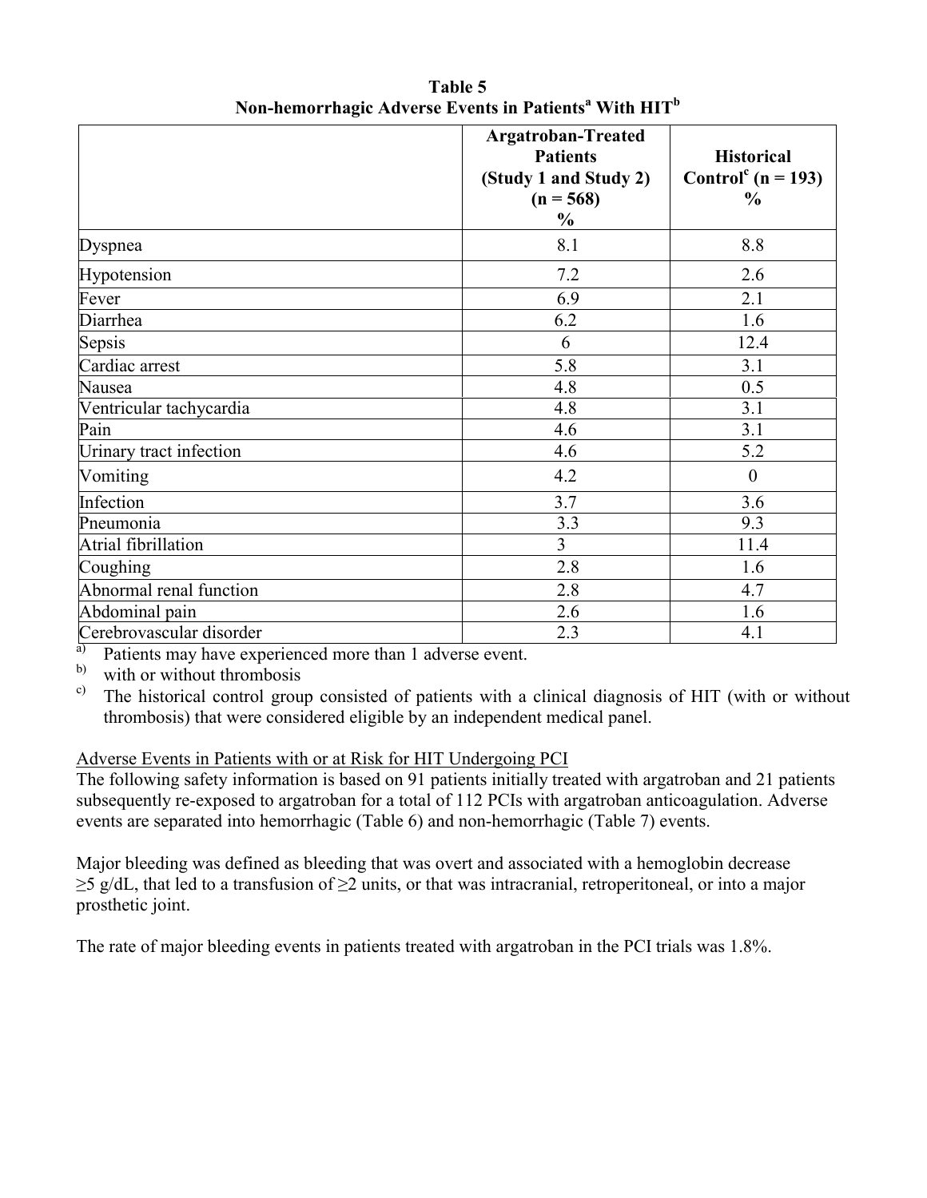**Table 5**
**Non-hemorrhagic Adverse Events in Patients[a] With HIT[b]**

| | Argatroban-Treated Patients (Study 1 and Study 2) (n = 568) % | Historical Control[c] (n = 193) % |
|---|---|---|
| Dyspnea | 8.1 | 8.8 |
| Hypotension | 7.2 | 2.6 |
| Fever | 6.9 | 2.1 |
| Diarrhea | 6.2 | 1.6 |
| Sepsis | 6 | 12.4 |
| Cardiac arrest | 5.8 | 3.1 |
| Nausea | 4.8 | 0.5 |
| Ventricular tachycardia | 4.8 | 3.1 |
| Pain | 4.6 | 3.1 |
| Urinary tract infection | 4.6 | 5.2 |
| Vomiting | 4.2 | 0 |
| Infection | 3.7 | 3.6 |
| Pneumonia | 3.3 | 9.3 |
| Atrial fibrillation | 3 | 11.4 |
| Coughing | 2.8 | 1.6 |
| Abnormal renal function | 2.8 | 4.7 |
| Abdominal pain | 2.6 | 1.6 |
| Cerebrovascular disorder | 2.3 | 4.1 |

[a] Patients may have experienced more than 1 adverse event.
[b] with or without thrombosis
[c] The historical control group consisted of patients with a clinical diagnosis of HIT (with or without thrombosis) that were considered eligible by an independent medical panel.

<u>Adverse Events in Patients with or at Risk for HIT Undergoing PCI</u>

The following safety information is based on 91 patients initially treated with argatroban and 21 patients subsequently re-exposed to argatroban for a total of 112 PCIs with argatroban anticoagulation. Adverse events are separated into hemorrhagic (Table 6) and non-hemorrhagic (Table 7) events.

Major bleeding was defined as bleeding that was overt and associated with a hemoglobin decrease ≥5 g/dL, that led to a transfusion of ≥2 units, or that was intracranial, retroperitoneal, or into a major prosthetic joint.

The rate of major bleeding events in patients treated with argatroban in the PCI trials was 1.8%.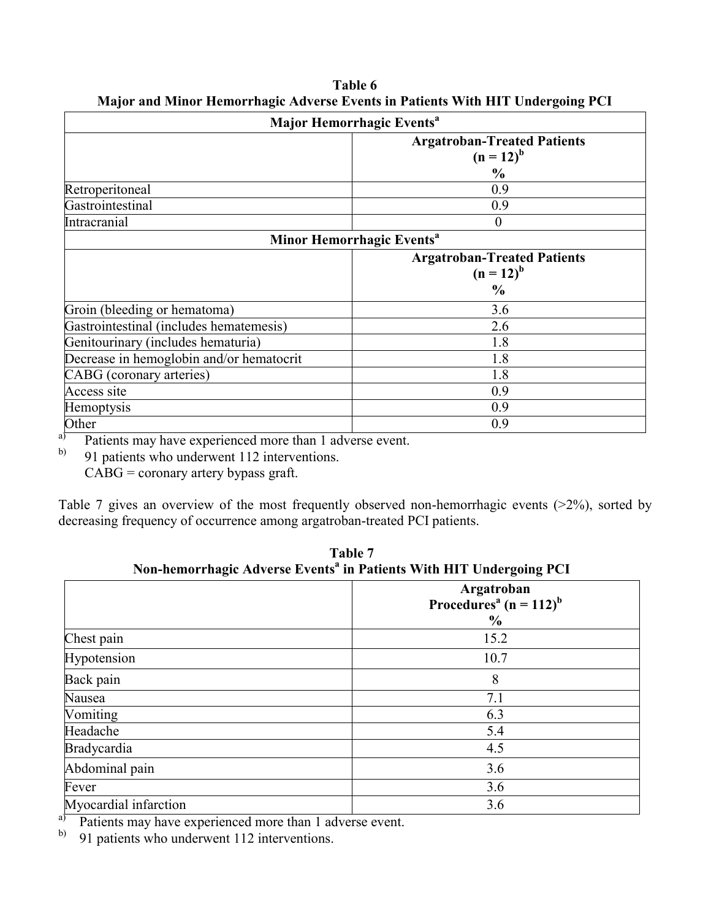**Table 6**
**Major and Minor Hemorrhagic Adverse Events in Patients With HIT Undergoing PCI**

| **Major Hemorrhagic Events[a]** | |
|---|---|
| | **Argatroban-Treated Patients (n = 12)[b] %** |
| Retroperitoneal | 0.9 |
| Gastrointestinal | 0.9 |
| Intracranial | 0 |
| **Minor Hemorrhagic Events[a]** | |
| | **Argatroban-Treated Patients (n = 12)[b] %** |
| Groin (bleeding or hematoma) | 3.6 |
| Gastrointestinal (includes hematemesis) | 2.6 |
| Genitourinary (includes hematuria) | 1.8 |
| Decrease in hemoglobin and/or hematocrit | 1.8 |
| CABG (coronary arteries) | 1.8 |
| Access site | 0.9 |
| Hemoptysis | 0.9 |
| Other | 0.9 |

[a] Patients may have experienced more than 1 adverse event.
[b] 91 patients who underwent 112 interventions.
CABG = coronary artery bypass graft.

Table 7 gives an overview of the most frequently observed non-hemorrhagic events (>2%), sorted by decreasing frequency of occurrence among argatroban-treated PCI patients.

**Table 7**
**Non-hemorrhagic Adverse Events[a] in Patients With HIT Undergoing PCI**

| | **Argatroban Procedures[a] (n = 112)[b] %** |
|---|---|
| Chest pain | 15.2 |
| Hypotension | 10.7 |
| Back pain | 8 |
| Nausea | 7.1 |
| Vomiting | 6.3 |
| Headache | 5.4 |
| Bradycardia | 4.5 |
| Abdominal pain | 3.6 |
| Fever | 3.6 |
| Myocardial infarction | 3.6 |

[a] Patients may have experienced more than 1 adverse event.
[b] 91 patients who underwent 112 interventions.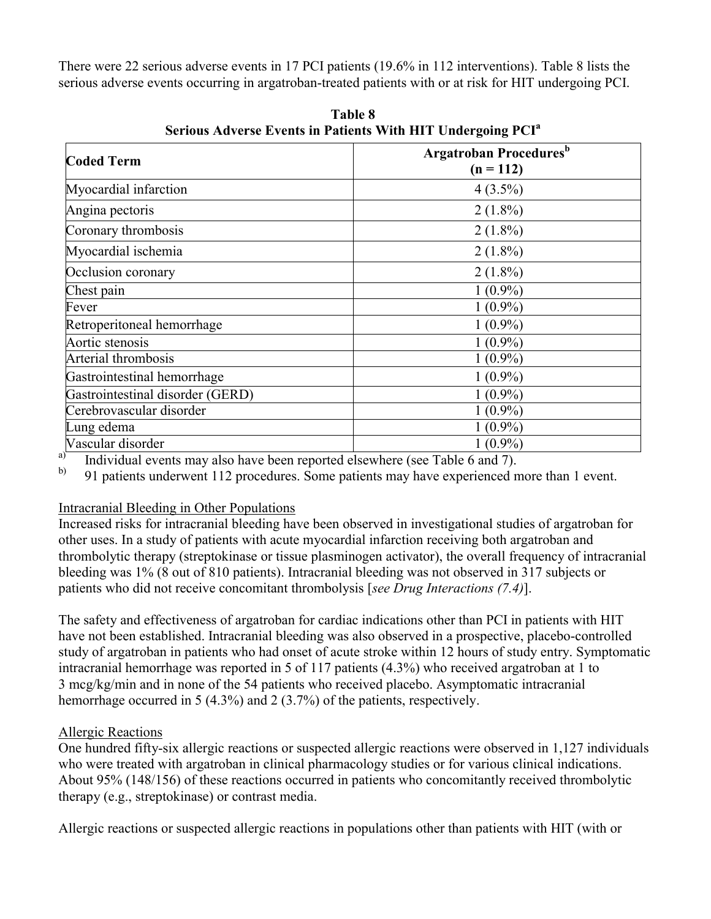There were 22 serious adverse events in 17 PCI patients (19.6% in 112 interventions). Table 8 lists the serious adverse events occurring in argatroban-treated patients with or at risk for HIT undergoing PCI.

**Table 8**
**Serious Adverse Events in Patients With HIT Undergoing PCI[a]**

| Coded Term | Argatroban Procedures[b] (n = 112) |
|---|---|
| Myocardial infarction | 4 (3.5%) |
| Angina pectoris | 2 (1.8%) |
| Coronary thrombosis | 2 (1.8%) |
| Myocardial ischemia | 2 (1.8%) |
| Occlusion coronary | 2 (1.8%) |
| Chest pain | 1 (0.9%) |
| Fever | 1 (0.9%) |
| Retroperitoneal hemorrhage | 1 (0.9%) |
| Aortic stenosis | 1 (0.9%) |
| Arterial thrombosis | 1 (0.9%) |
| Gastrointestinal hemorrhage | 1 (0.9%) |
| Gastrointestinal disorder (GERD) | 1 (0.9%) |
| Cerebrovascular disorder | 1 (0.9%) |
| Lung edema | 1 (0.9%) |
| Vascular disorder | 1 (0.9%) |

a) Individual events may also have been reported elsewhere (see Table 6 and 7).

b) 91 patients underwent 112 procedures. Some patients may have experienced more than 1 event.

Intracranial Bleeding in Other Populations

Increased risks for intracranial bleeding have been observed in investigational studies of argatroban for other uses. In a study of patients with acute myocardial infarction receiving both argatroban and thrombolytic therapy (streptokinase or tissue plasminogen activator), the overall frequency of intracranial bleeding was 1% (8 out of 810 patients). Intracranial bleeding was not observed in 317 subjects or patients who did not receive concomitant thrombolysis [*see Drug Interactions (7.4)*].

The safety and effectiveness of argatroban for cardiac indications other than PCI in patients with HIT have not been established. Intracranial bleeding was also observed in a prospective, placebo-controlled study of argatroban in patients who had onset of acute stroke within 12 hours of study entry. Symptomatic intracranial hemorrhage was reported in 5 of 117 patients (4.3%) who received argatroban at 1 to 3 mcg/kg/min and in none of the 54 patients who received placebo. Asymptomatic intracranial hemorrhage occurred in 5 (4.3%) and 2 (3.7%) of the patients, respectively.

Allergic Reactions

One hundred fifty-six allergic reactions or suspected allergic reactions were observed in 1,127 individuals who were treated with argatroban in clinical pharmacology studies or for various clinical indications. About 95% (148/156) of these reactions occurred in patients who concomitantly received thrombolytic therapy (e.g., streptokinase) or contrast media.

Allergic reactions or suspected allergic reactions in populations other than patients with HIT (with or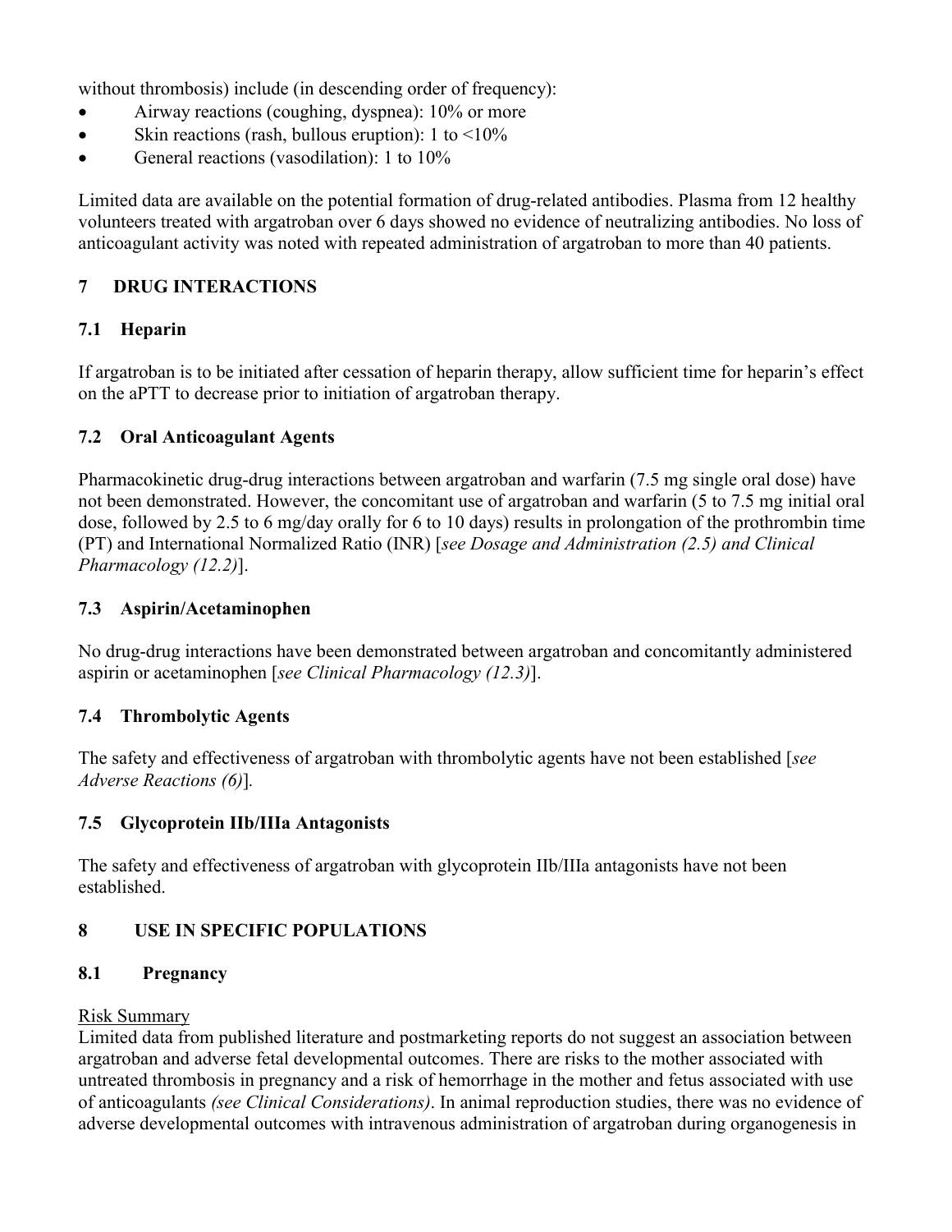without thrombosis) include (in descending order of frequency):

- Airway reactions (coughing, dyspnea): 10% or more
- Skin reactions (rash, bullous eruption): 1 to <10%
- General reactions (vasodilation): 1 to 10%

Limited data are available on the potential formation of drug-related antibodies. Plasma from 12 healthy volunteers treated with argatroban over 6 days showed no evidence of neutralizing antibodies. No loss of anticoagulant activity was noted with repeated administration of argatroban to more than 40 patients.

## 7 DRUG INTERACTIONS

### 7.1 Heparin

If argatroban is to be initiated after cessation of heparin therapy, allow sufficient time for heparin's effect on the aPTT to decrease prior to initiation of argatroban therapy.

### 7.2 Oral Anticoagulant Agents

Pharmacokinetic drug-drug interactions between argatroban and warfarin (7.5 mg single oral dose) have not been demonstrated. However, the concomitant use of argatroban and warfarin (5 to 7.5 mg initial oral dose, followed by 2.5 to 6 mg/day orally for 6 to 10 days) results in prolongation of the prothrombin time (PT) and International Normalized Ratio (INR) [*see Dosage and Administration (2.5) and Clinical Pharmacology (12.2)*].

### 7.3 Aspirin/Acetaminophen

No drug-drug interactions have been demonstrated between argatroban and concomitantly administered aspirin or acetaminophen [*see Clinical Pharmacology (12.3)*].

### 7.4 Thrombolytic Agents

The safety and effectiveness of argatroban with thrombolytic agents have not been established [*see Adverse Reactions (6)*].

### 7.5 Glycoprotein IIb/IIIa Antagonists

The safety and effectiveness of argatroban with glycoprotein IIb/IIIa antagonists have not been established.

## 8 USE IN SPECIFIC POPULATIONS

### 8.1 Pregnancy

Risk Summary

Limited data from published literature and postmarketing reports do not suggest an association between argatroban and adverse fetal developmental outcomes. There are risks to the mother associated with untreated thrombosis in pregnancy and a risk of hemorrhage in the mother and fetus associated with use of anticoagulants *(see Clinical Considerations)*. In animal reproduction studies, there was no evidence of adverse developmental outcomes with intravenous administration of argatroban during organogenesis in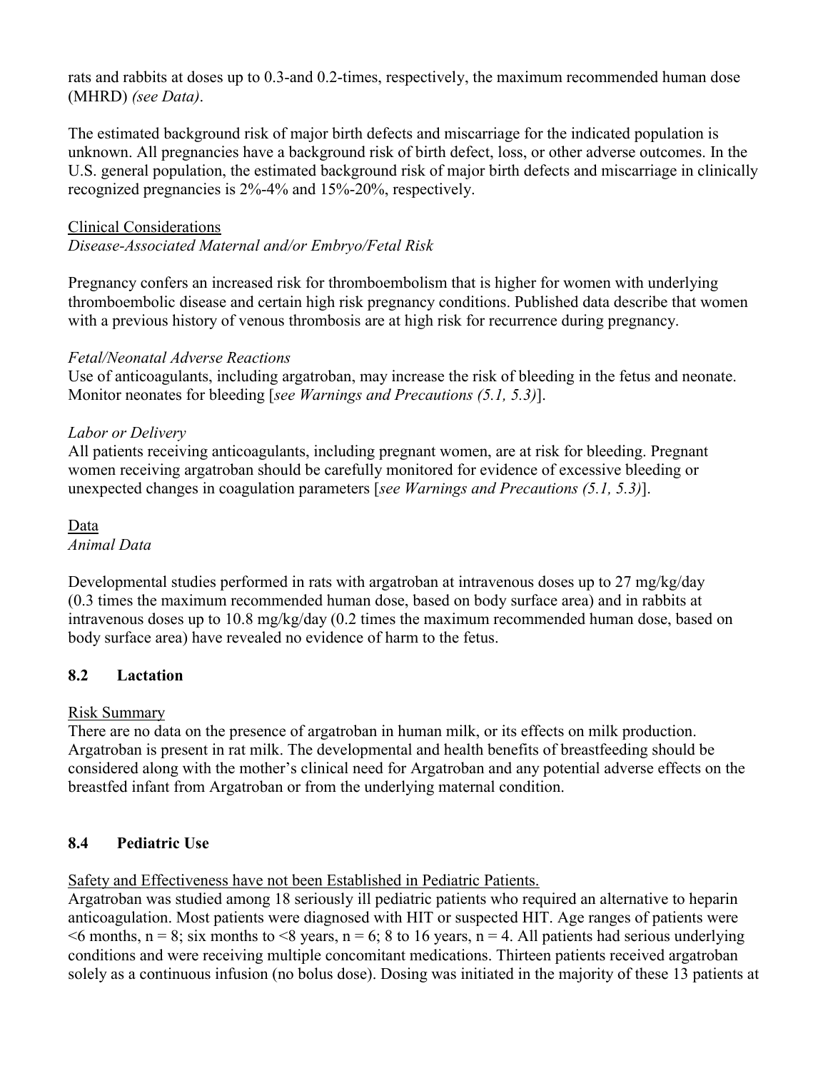rats and rabbits at doses up to 0.3-and 0.2-times, respectively, the maximum recommended human dose (MHRD) *(see Data)*.

The estimated background risk of major birth defects and miscarriage for the indicated population is unknown. All pregnancies have a background risk of birth defect, loss, or other adverse outcomes. In the U.S. general population, the estimated background risk of major birth defects and miscarriage in clinically recognized pregnancies is 2%-4% and 15%-20%, respectively.

<u>Clinical Considerations</u>

*Disease-Associated Maternal and/or Embryo/Fetal Risk*

Pregnancy confers an increased risk for thromboembolism that is higher for women with underlying thromboembolic disease and certain high risk pregnancy conditions. Published data describe that women with a previous history of venous thrombosis are at high risk for recurrence during pregnancy.

*Fetal/Neonatal Adverse Reactions*

Use of anticoagulants, including argatroban, may increase the risk of bleeding in the fetus and neonate. Monitor neonates for bleeding [*see Warnings and Precautions (5.1, 5.3)*].

*Labor or Delivery*

All patients receiving anticoagulants, including pregnant women, are at risk for bleeding. Pregnant women receiving argatroban should be carefully monitored for evidence of excessive bleeding or unexpected changes in coagulation parameters [*see Warnings and Precautions (5.1, 5.3)*].

<u>Data</u>

*Animal Data*

Developmental studies performed in rats with argatroban at intravenous doses up to 27 mg/kg/day (0.3 times the maximum recommended human dose, based on body surface area) and in rabbits at intravenous doses up to 10.8 mg/kg/day (0.2 times the maximum recommended human dose, based on body surface area) have revealed no evidence of harm to the fetus.

### 8.2 Lactation

<u>Risk Summary</u>

There are no data on the presence of argatroban in human milk, or its effects on milk production. Argatroban is present in rat milk. The developmental and health benefits of breastfeeding should be considered along with the mother's clinical need for Argatroban and any potential adverse effects on the breastfed infant from Argatroban or from the underlying maternal condition.

### 8.4 Pediatric Use

<u>Safety and Effectiveness have not been Established in Pediatric Patients.</u>

Argatroban was studied among 18 seriously ill pediatric patients who required an alternative to heparin anticoagulation. Most patients were diagnosed with HIT or suspected HIT. Age ranges of patients were <6 months, n = 8; six months to <8 years, n = 6; 8 to 16 years, n = 4. All patients had serious underlying conditions and were receiving multiple concomitant medications. Thirteen patients received argatroban solely as a continuous infusion (no bolus dose). Dosing was initiated in the majority of these 13 patients at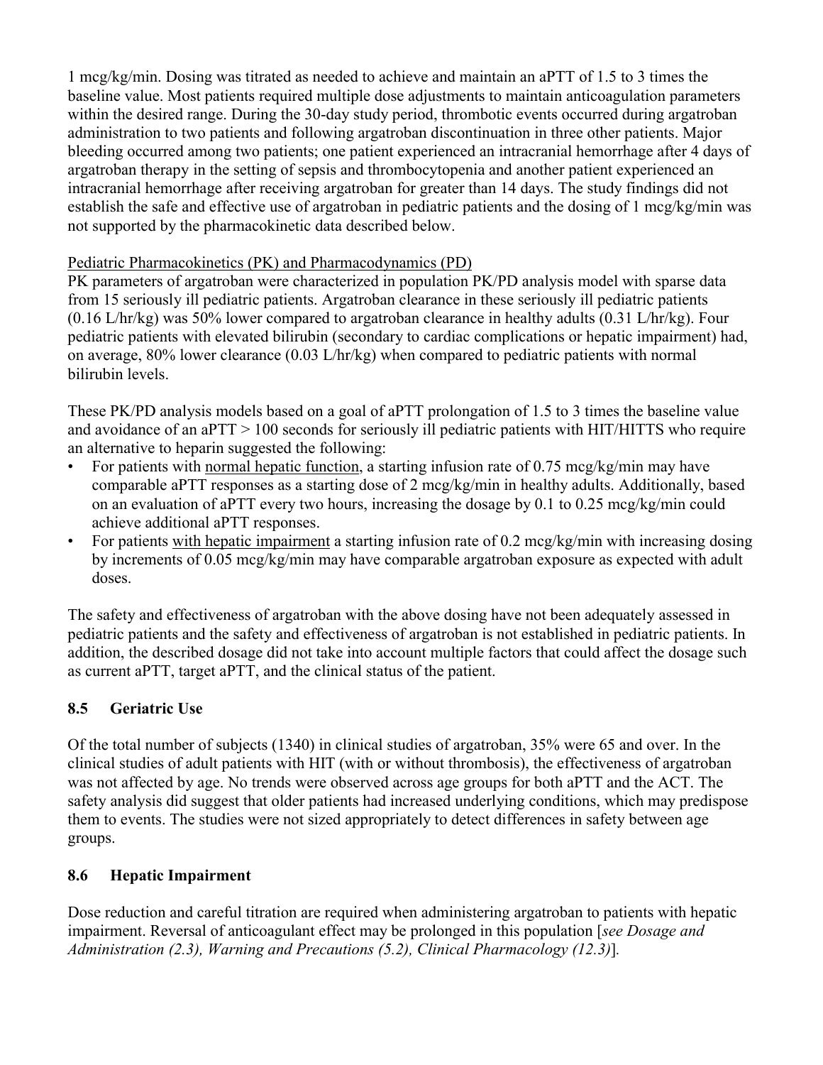1 mcg/kg/min. Dosing was titrated as needed to achieve and maintain an aPTT of 1.5 to 3 times the baseline value. Most patients required multiple dose adjustments to maintain anticoagulation parameters within the desired range. During the 30-day study period, thrombotic events occurred during argatroban administration to two patients and following argatroban discontinuation in three other patients. Major bleeding occurred among two patients; one patient experienced an intracranial hemorrhage after 4 days of argatroban therapy in the setting of sepsis and thrombocytopenia and another patient experienced an intracranial hemorrhage after receiving argatroban for greater than 14 days. The study findings did not establish the safe and effective use of argatroban in pediatric patients and the dosing of 1 mcg/kg/min was not supported by the pharmacokinetic data described below.

Pediatric Pharmacokinetics (PK) and Pharmacodynamics (PD)

PK parameters of argatroban were characterized in population PK/PD analysis model with sparse data from 15 seriously ill pediatric patients. Argatroban clearance in these seriously ill pediatric patients (0.16 L/hr/kg) was 50% lower compared to argatroban clearance in healthy adults (0.31 L/hr/kg). Four pediatric patients with elevated bilirubin (secondary to cardiac complications or hepatic impairment) had, on average, 80% lower clearance (0.03 L/hr/kg) when compared to pediatric patients with normal bilirubin levels.

These PK/PD analysis models based on a goal of aPTT prolongation of 1.5 to 3 times the baseline value and avoidance of an aPTT > 100 seconds for seriously ill pediatric patients with HIT/HITTS who require an alternative to heparin suggested the following:

- For patients with normal hepatic function, a starting infusion rate of 0.75 mcg/kg/min may have comparable aPTT responses as a starting dose of 2 mcg/kg/min in healthy adults. Additionally, based on an evaluation of aPTT every two hours, increasing the dosage by 0.1 to 0.25 mcg/kg/min could achieve additional aPTT responses.
- For patients with hepatic impairment a starting infusion rate of 0.2 mcg/kg/min with increasing dosing by increments of 0.05 mcg/kg/min may have comparable argatroban exposure as expected with adult doses.

The safety and effectiveness of argatroban with the above dosing have not been adequately assessed in pediatric patients and the safety and effectiveness of argatroban is not established in pediatric patients. In addition, the described dosage did not take into account multiple factors that could affect the dosage such as current aPTT, target aPTT, and the clinical status of the patient.

## 8.5 Geriatric Use

Of the total number of subjects (1340) in clinical studies of argatroban, 35% were 65 and over. In the clinical studies of adult patients with HIT (with or without thrombosis), the effectiveness of argatroban was not affected by age. No trends were observed across age groups for both aPTT and the ACT. The safety analysis did suggest that older patients had increased underlying conditions, which may predispose them to events. The studies were not sized appropriately to detect differences in safety between age groups.

## 8.6 Hepatic Impairment

Dose reduction and careful titration are required when administering argatroban to patients with hepatic impairment. Reversal of anticoagulant effect may be prolonged in this population [*see Dosage and Administration (2.3), Warning and Precautions (5.2), Clinical Pharmacology (12.3)*].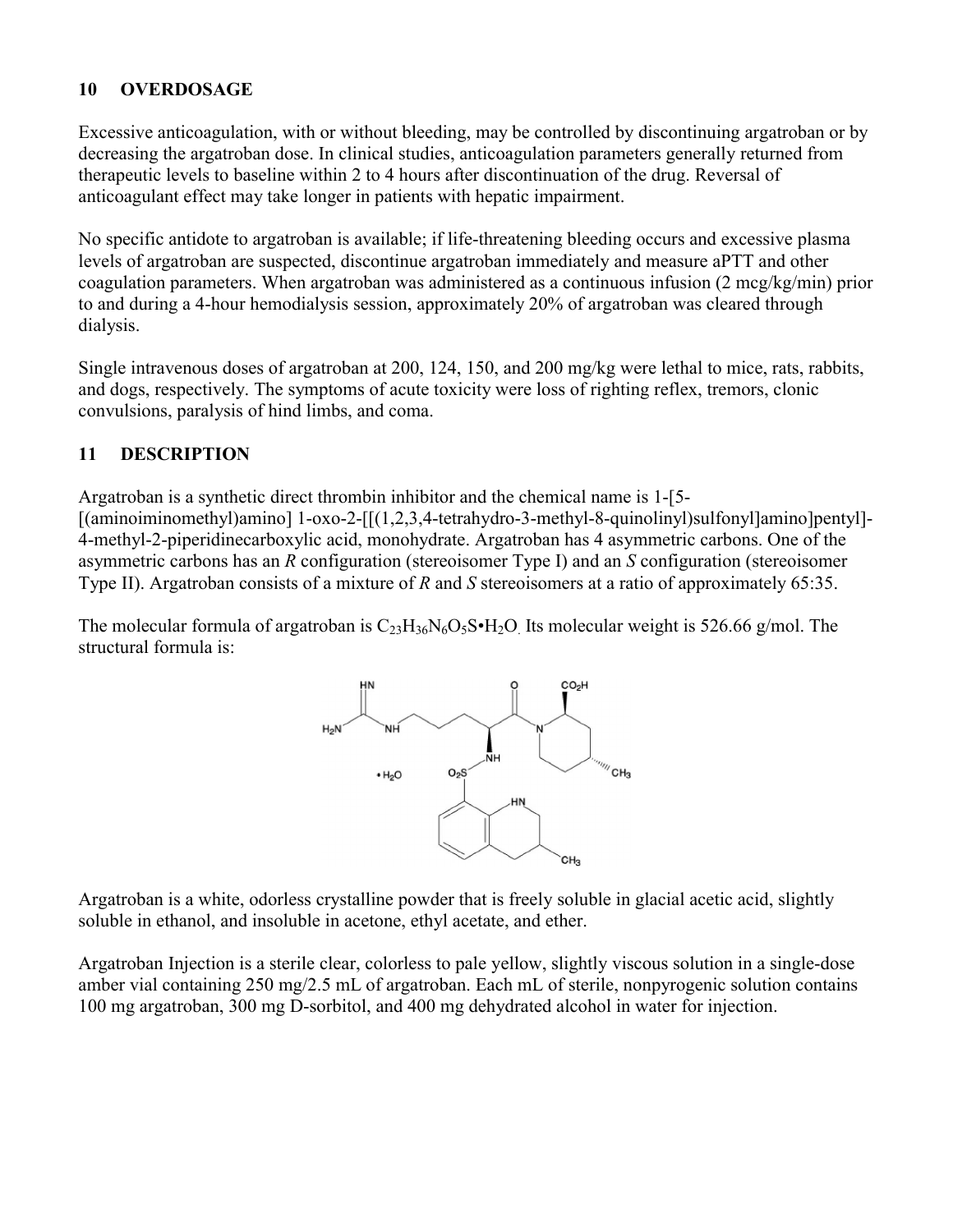## 10 OVERDOSAGE

Excessive anticoagulation, with or without bleeding, may be controlled by discontinuing argatroban or by decreasing the argatroban dose. In clinical studies, anticoagulation parameters generally returned from therapeutic levels to baseline within 2 to 4 hours after discontinuation of the drug. Reversal of anticoagulant effect may take longer in patients with hepatic impairment.

No specific antidote to argatroban is available; if life-threatening bleeding occurs and excessive plasma levels of argatroban are suspected, discontinue argatroban immediately and measure aPTT and other coagulation parameters. When argatroban was administered as a continuous infusion (2 mcg/kg/min) prior to and during a 4-hour hemodialysis session, approximately 20% of argatroban was cleared through dialysis.

Single intravenous doses of argatroban at 200, 124, 150, and 200 mg/kg were lethal to mice, rats, rabbits, and dogs, respectively. The symptoms of acute toxicity were loss of righting reflex, tremors, clonic convulsions, paralysis of hind limbs, and coma.

## 11 DESCRIPTION

Argatroban is a synthetic direct thrombin inhibitor and the chemical name is 1-[5-[(aminoiminomethyl)amino] 1-oxo-2-[[(1,2,3,4-tetrahydro-3-methyl-8-quinolinyl)sulfonyl]amino]pentyl]-4-methyl-2-piperidinecarboxylic acid, monohydrate. Argatroban has 4 asymmetric carbons. One of the asymmetric carbons has an *R* configuration (stereoisomer Type I) and an *S* configuration (stereoisomer Type II). Argatroban consists of a mixture of *R* and *S* stereoisomers at a ratio of approximately 65:35.

The molecular formula of argatroban is $C_{23}H_{36}N_6O_5S \cdot H_2O$. Its molecular weight is 526.66 g/mol. The structural formula is:

Argatroban is a white, odorless crystalline powder that is freely soluble in glacial acetic acid, slightly soluble in ethanol, and insoluble in acetone, ethyl acetate, and ether.

Argatroban Injection is a sterile clear, colorless to pale yellow, slightly viscous solution in a single-dose amber vial containing 250 mg/2.5 mL of argatroban. Each mL of sterile, nonpyrogenic solution contains 100 mg argatroban, 300 mg D-sorbitol, and 400 mg dehydrated alcohol in water for injection.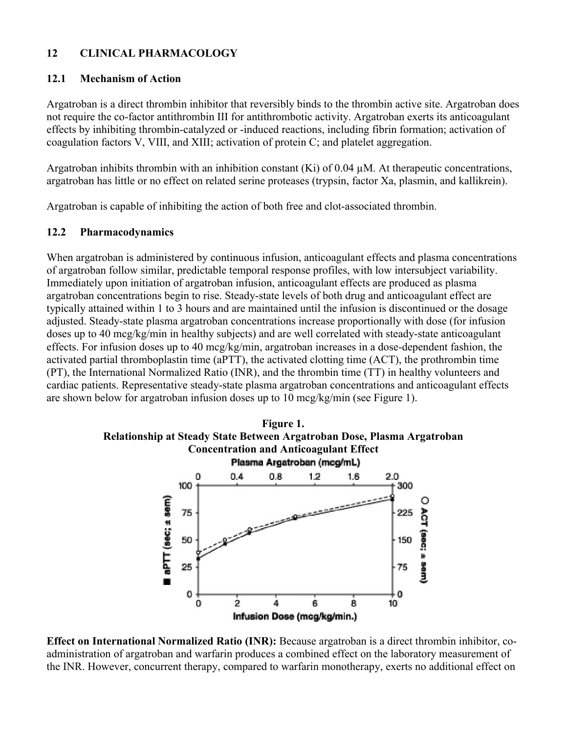## 12 CLINICAL PHARMACOLOGY

### 12.1 Mechanism of Action

Argatroban is a direct thrombin inhibitor that reversibly binds to the thrombin active site. Argatroban does not require the co-factor antithrombin III for antithrombotic activity. Argatroban exerts its anticoagulant effects by inhibiting thrombin-catalyzed or -induced reactions, including fibrin formation; activation of coagulation factors V, VIII, and XIII; activation of protein C; and platelet aggregation.

Argatroban inhibits thrombin with an inhibition constant (Ki) of 0.04 µM. At therapeutic concentrations, argatroban has little or no effect on related serine proteases (trypsin, factor Xa, plasmin, and kallikrein).

Argatroban is capable of inhibiting the action of both free and clot-associated thrombin.

### 12.2 Pharmacodynamics

When argatroban is administered by continuous infusion, anticoagulant effects and plasma concentrations of argatroban follow similar, predictable temporal response profiles, with low intersubject variability. Immediately upon initiation of argatroban infusion, anticoagulant effects are produced as plasma argatroban concentrations begin to rise. Steady-state levels of both drug and anticoagulant effect are typically attained within 1 to 3 hours and are maintained until the infusion is discontinued or the dosage adjusted. Steady-state plasma argatroban concentrations increase proportionally with dose (for infusion doses up to 40 mcg/kg/min in healthy subjects) and are well correlated with steady-state anticoagulant effects. For infusion doses up to 40 mcg/kg/min, argatroban increases in a dose-dependent fashion, the activated partial thromboplastin time (aPTT), the activated clotting time (ACT), the prothrombin time (PT), the International Normalized Ratio (INR), and the thrombin time (TT) in healthy volunteers and cardiac patients. Representative steady-state plasma argatroban concentrations and anticoagulant effects are shown below for argatroban infusion doses up to 10 mcg/kg/min (see Figure 1).

**Figure 1.**
**Relationship at Steady State Between Argatroban Dose, Plasma Argatroban Concentration and Anticoagulant Effect**

**Effect on International Normalized Ratio (INR):** Because argatroban is a direct thrombin inhibitor, co-administration of argatroban and warfarin produces a combined effect on the laboratory measurement of the INR. However, concurrent therapy, compared to warfarin monotherapy, exerts no additional effect on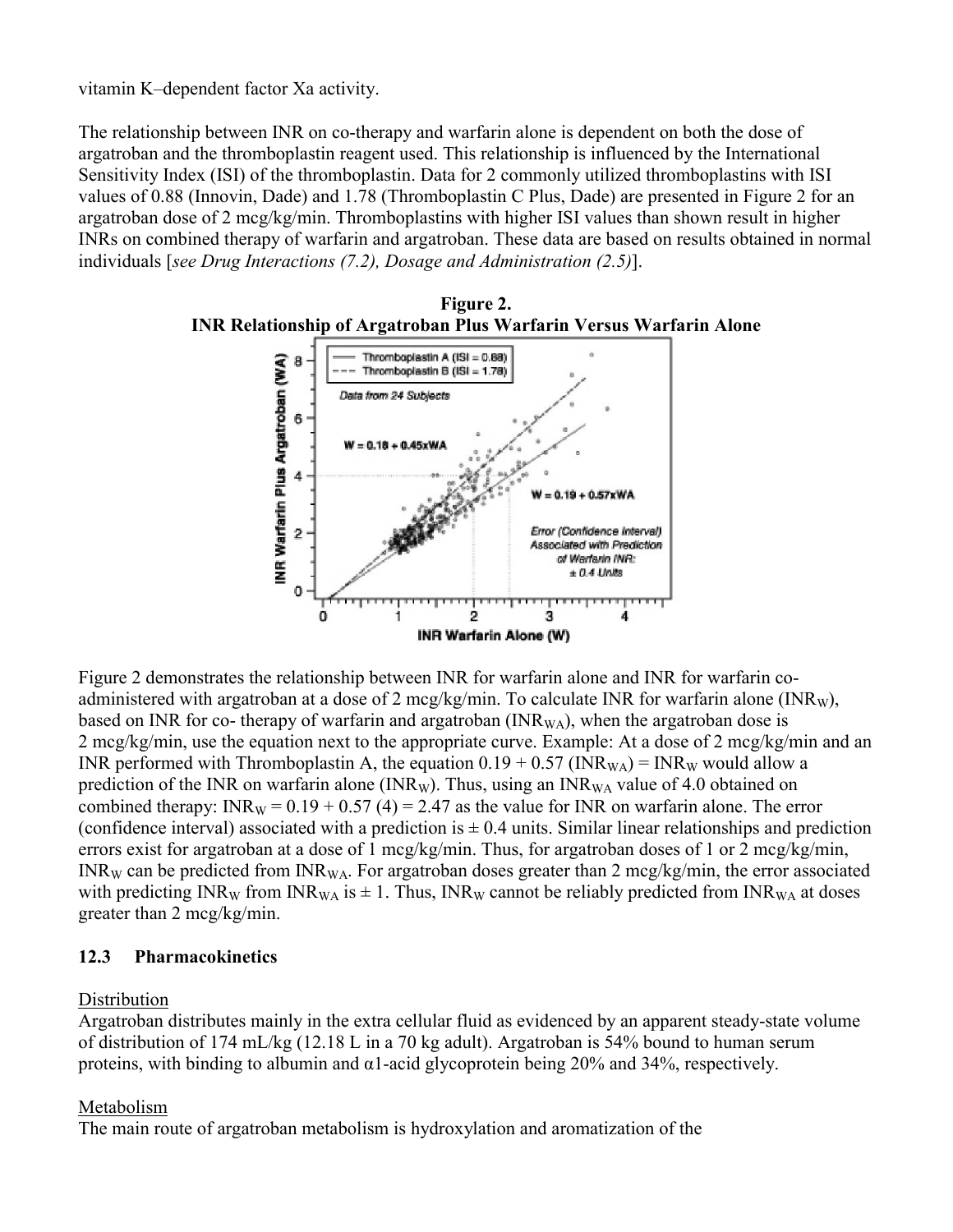vitamin K–dependent factor Xa activity.

The relationship between INR on co-therapy and warfarin alone is dependent on both the dose of argatroban and the thromboplastin reagent used. This relationship is influenced by the International Sensitivity Index (ISI) of the thromboplastin. Data for 2 commonly utilized thromboplastins with ISI values of 0.88 (Innovin, Dade) and 1.78 (Thromboplastin C Plus, Dade) are presented in Figure 2 for an argatroban dose of 2 mcg/kg/min. Thromboplastins with higher ISI values than shown result in higher INRs on combined therapy of warfarin and argatroban. These data are based on results obtained in normal individuals [*see Drug Interactions (7.2), Dosage and Administration (2.5)*].

**Figure 2.**
**INR Relationship of Argatroban Plus Warfarin Versus Warfarin Alone**

Figure 2 demonstrates the relationship between INR for warfarin alone and INR for warfarin co-administered with argatroban at a dose of 2 mcg/kg/min. To calculate INR for warfarin alone ($INR_W$), based on INR for co- therapy of warfarin and argatroban ($INR_{WA}$), when the argatroban dose is 2 mcg/kg/min, use the equation next to the appropriate curve. Example: At a dose of 2 mcg/kg/min and an INR performed with Thromboplastin A, the equation $0.19 + 0.57 (INR_{WA}) = INR_W$ would allow a prediction of the INR on warfarin alone ($INR_W$). Thus, using an $INR_{WA}$ value of 4.0 obtained on combined therapy: $INR_W = 0.19 + 0.57 (4) = 2.47$ as the value for INR on warfarin alone. The error (confidence interval) associated with a prediction is ± 0.4 units. Similar linear relationships and prediction errors exist for argatroban at a dose of 1 mcg/kg/min. Thus, for argatroban doses of 1 or 2 mcg/kg/min, $INR_W$ can be predicted from $INR_{WA}$. For argatroban doses greater than 2 mcg/kg/min, the error associated with predicting $INR_W$ from $INR_{WA}$ is ± 1. Thus, $INR_W$ cannot be reliably predicted from $INR_{WA}$ at doses greater than 2 mcg/kg/min.

### 12.3 Pharmacokinetics

Distribution

Argatroban distributes mainly in the extra cellular fluid as evidenced by an apparent steady-state volume of distribution of 174 mL/kg (12.18 L in a 70 kg adult). Argatroban is 54% bound to human serum proteins, with binding to albumin and α1-acid glycoprotein being 20% and 34%, respectively.

Metabolism

The main route of argatroban metabolism is hydroxylation and aromatization of the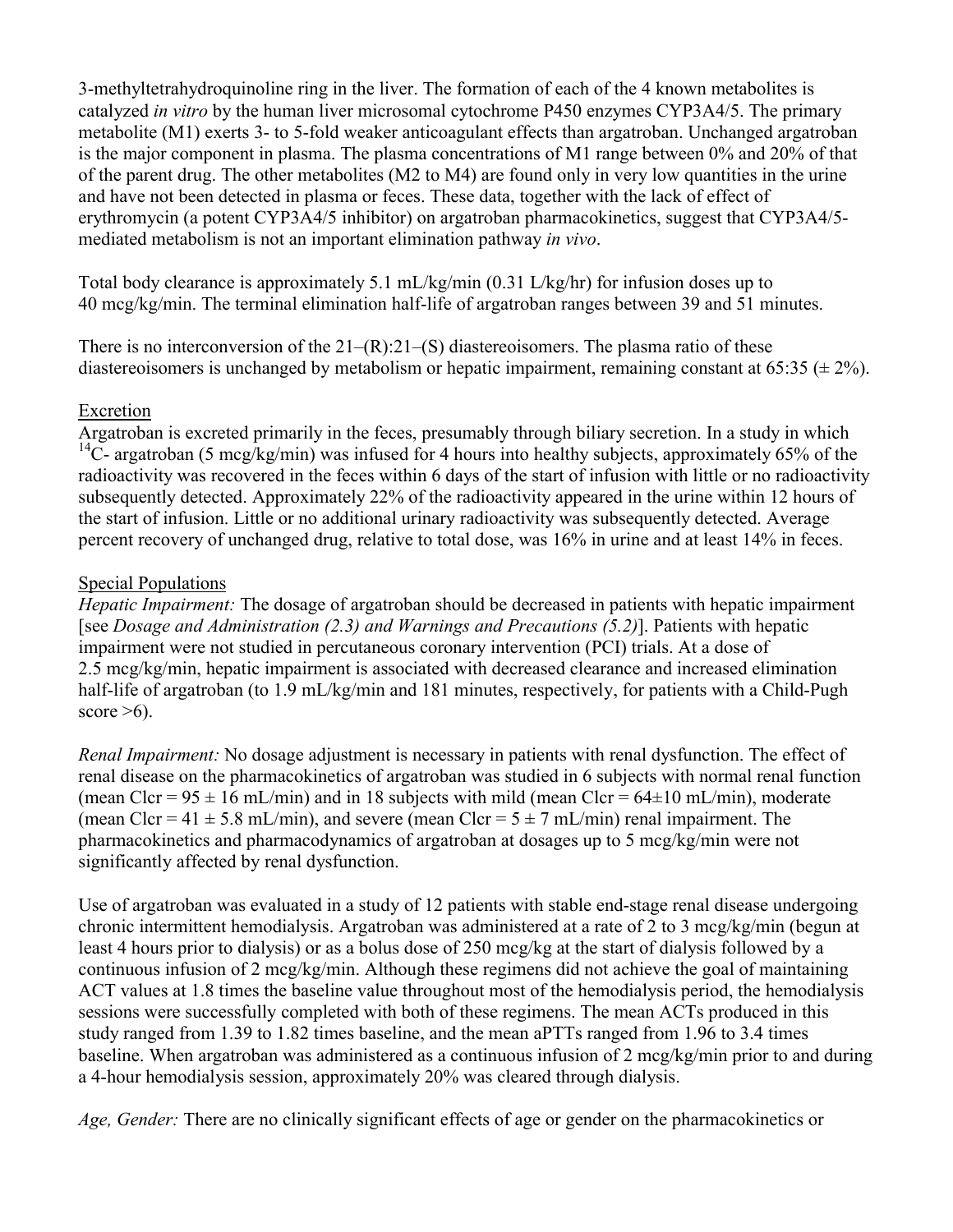3-methyltetrahydroquinoline ring in the liver. The formation of each of the 4 known metabolites is catalyzed *in vitro* by the human liver microsomal cytochrome P450 enzymes CYP3A4/5. The primary metabolite (M1) exerts 3- to 5-fold weaker anticoagulant effects than argatroban. Unchanged argatroban is the major component in plasma. The plasma concentrations of M1 range between 0% and 20% of that of the parent drug. The other metabolites (M2 to M4) are found only in very low quantities in the urine and have not been detected in plasma or feces. These data, together with the lack of effect of erythromycin (a potent CYP3A4/5 inhibitor) on argatroban pharmacokinetics, suggest that CYP3A4/5-mediated metabolism is not an important elimination pathway *in vivo*.

Total body clearance is approximately 5.1 mL/kg/min (0.31 L/kg/hr) for infusion doses up to 40 mcg/kg/min. The terminal elimination half-life of argatroban ranges between 39 and 51 minutes.

There is no interconversion of the 21–(R):21–(S) diastereoisomers. The plasma ratio of these diastereoisomers is unchanged by metabolism or hepatic impairment, remaining constant at 65:35 (± 2%).

Excretion

Argatroban is excreted primarily in the feces, presumably through biliary secretion. In a study in which $^{14}C$- argatroban (5 mcg/kg/min) was infused for 4 hours into healthy subjects, approximately 65% of the radioactivity was recovered in the feces within 6 days of the start of infusion with little or no radioactivity subsequently detected. Approximately 22% of the radioactivity appeared in the urine within 12 hours of the start of infusion. Little or no additional urinary radioactivity was subsequently detected. Average percent recovery of unchanged drug, relative to total dose, was 16% in urine and at least 14% in feces.

Special Populations

*Hepatic Impairment:* The dosage of argatroban should be decreased in patients with hepatic impairment [see *Dosage and Administration (2.3) and Warnings and Precautions (5.2)*]. Patients with hepatic impairment were not studied in percutaneous coronary intervention (PCI) trials. At a dose of 2.5 mcg/kg/min, hepatic impairment is associated with decreased clearance and increased elimination half-life of argatroban (to 1.9 mL/kg/min and 181 minutes, respectively, for patients with a Child-Pugh score >6).

*Renal Impairment:* No dosage adjustment is necessary in patients with renal dysfunction. The effect of renal disease on the pharmacokinetics of argatroban was studied in 6 subjects with normal renal function (mean Clcr = 95 ± 16 mL/min) and in 18 subjects with mild (mean Clcr = 64±10 mL/min), moderate (mean Clcr = 41 ± 5.8 mL/min), and severe (mean Clcr = 5 ± 7 mL/min) renal impairment. The pharmacokinetics and pharmacodynamics of argatroban at dosages up to 5 mcg/kg/min were not significantly affected by renal dysfunction.

Use of argatroban was evaluated in a study of 12 patients with stable end-stage renal disease undergoing chronic intermittent hemodialysis. Argatroban was administered at a rate of 2 to 3 mcg/kg/min (begun at least 4 hours prior to dialysis) or as a bolus dose of 250 mcg/kg at the start of dialysis followed by a continuous infusion of 2 mcg/kg/min. Although these regimens did not achieve the goal of maintaining ACT values at 1.8 times the baseline value throughout most of the hemodialysis period, the hemodialysis sessions were successfully completed with both of these regimens. The mean ACTs produced in this study ranged from 1.39 to 1.82 times baseline, and the mean aPTTs ranged from 1.96 to 3.4 times baseline. When argatroban was administered as a continuous infusion of 2 mcg/kg/min prior to and during a 4-hour hemodialysis session, approximately 20% was cleared through dialysis.

*Age, Gender:* There are no clinically significant effects of age or gender on the pharmacokinetics or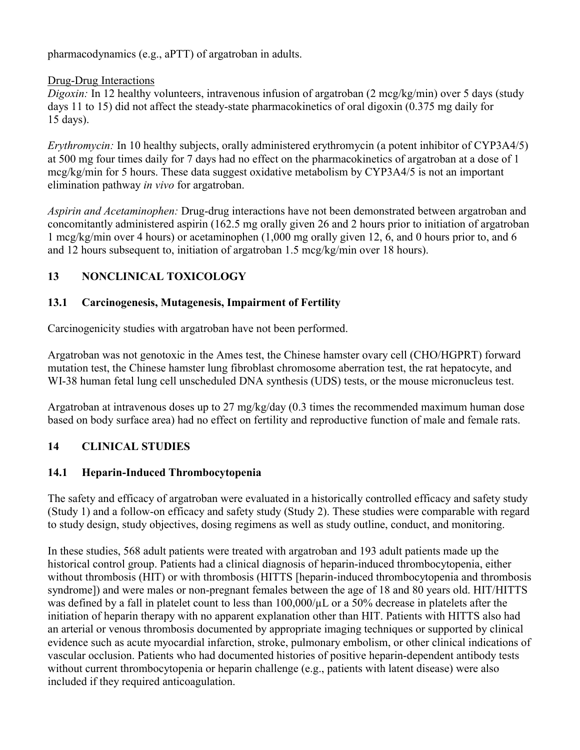pharmacodynamics (e.g., aPTT) of argatroban in adults.

Drug-Drug Interactions

*Digoxin:* In 12 healthy volunteers, intravenous infusion of argatroban (2 mcg/kg/min) over 5 days (study days 11 to 15) did not affect the steady-state pharmacokinetics of oral digoxin (0.375 mg daily for 15 days).

*Erythromycin:* In 10 healthy subjects, orally administered erythromycin (a potent inhibitor of CYP3A4/5) at 500 mg four times daily for 7 days had no effect on the pharmacokinetics of argatroban at a dose of 1 mcg/kg/min for 5 hours. These data suggest oxidative metabolism by CYP3A4/5 is not an important elimination pathway *in vivo* for argatroban.

*Aspirin and Acetaminophen:* Drug-drug interactions have not been demonstrated between argatroban and concomitantly administered aspirin (162.5 mg orally given 26 and 2 hours prior to initiation of argatroban 1 mcg/kg/min over 4 hours) or acetaminophen (1,000 mg orally given 12, 6, and 0 hours prior to, and 6 and 12 hours subsequent to, initiation of argatroban 1.5 mcg/kg/min over 18 hours).

## 13 NONCLINICAL TOXICOLOGY

### 13.1 Carcinogenesis, Mutagenesis, Impairment of Fertility

Carcinogenicity studies with argatroban have not been performed.

Argatroban was not genotoxic in the Ames test, the Chinese hamster ovary cell (CHO/HGPRT) forward mutation test, the Chinese hamster lung fibroblast chromosome aberration test, the rat hepatocyte, and WI-38 human fetal lung cell unscheduled DNA synthesis (UDS) tests, or the mouse micronucleus test.

Argatroban at intravenous doses up to 27 mg/kg/day (0.3 times the recommended maximum human dose based on body surface area) had no effect on fertility and reproductive function of male and female rats.

## 14 CLINICAL STUDIES

### 14.1 Heparin-Induced Thrombocytopenia

The safety and efficacy of argatroban were evaluated in a historically controlled efficacy and safety study (Study 1) and a follow-on efficacy and safety study (Study 2). These studies were comparable with regard to study design, study objectives, dosing regimens as well as study outline, conduct, and monitoring.

In these studies, 568 adult patients were treated with argatroban and 193 adult patients made up the historical control group. Patients had a clinical diagnosis of heparin-induced thrombocytopenia, either without thrombosis (HIT) or with thrombosis (HITTS [heparin-induced thrombocytopenia and thrombosis syndrome]) and were males or non-pregnant females between the age of 18 and 80 years old. HIT/HITTS was defined by a fall in platelet count to less than 100,000/µL or a 50% decrease in platelets after the initiation of heparin therapy with no apparent explanation other than HIT. Patients with HITTS also had an arterial or venous thrombosis documented by appropriate imaging techniques or supported by clinical evidence such as acute myocardial infarction, stroke, pulmonary embolism, or other clinical indications of vascular occlusion. Patients who had documented histories of positive heparin-dependent antibody tests without current thrombocytopenia or heparin challenge (e.g., patients with latent disease) were also included if they required anticoagulation.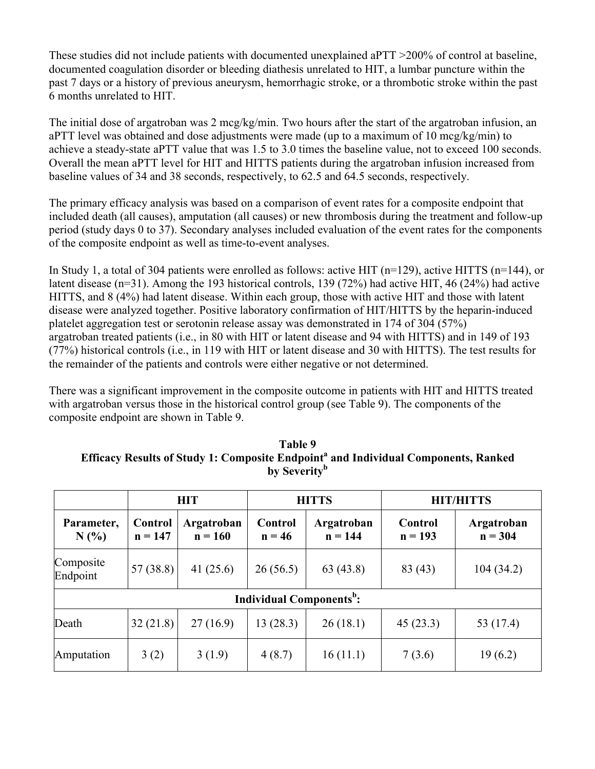These studies did not include patients with documented unexplained aPTT >200% of control at baseline, documented coagulation disorder or bleeding diathesis unrelated to HIT, a lumbar puncture within the past 7 days or a history of previous aneurysm, hemorrhagic stroke, or a thrombotic stroke within the past 6 months unrelated to HIT.

The initial dose of argatroban was 2 mcg/kg/min. Two hours after the start of the argatroban infusion, an aPTT level was obtained and dose adjustments were made (up to a maximum of 10 mcg/kg/min) to achieve a steady-state aPTT value that was 1.5 to 3.0 times the baseline value, not to exceed 100 seconds. Overall the mean aPTT level for HIT and HITTS patients during the argatroban infusion increased from baseline values of 34 and 38 seconds, respectively, to 62.5 and 64.5 seconds, respectively.

The primary efficacy analysis was based on a comparison of event rates for a composite endpoint that included death (all causes), amputation (all causes) or new thrombosis during the treatment and follow-up period (study days 0 to 37). Secondary analyses included evaluation of the event rates for the components of the composite endpoint as well as time-to-event analyses.

In Study 1, a total of 304 patients were enrolled as follows: active HIT (n=129), active HITTS (n=144), or latent disease (n=31). Among the 193 historical controls, 139 (72%) had active HIT, 46 (24%) had active HITTS, and 8 (4%) had latent disease. Within each group, those with active HIT and those with latent disease were analyzed together. Positive laboratory confirmation of HIT/HITTS by the heparin-induced platelet aggregation test or serotonin release assay was demonstrated in 174 of 304 (57%) argatroban treated patients (i.e., in 80 with HIT or latent disease and 94 with HITTS) and in 149 of 193 (77%) historical controls (i.e., in 119 with HIT or latent disease and 30 with HITTS). The test results for the remainder of the patients and controls were either negative or not determined.

There was a significant improvement in the composite outcome in patients with HIT and HITTS treated with argatroban versus those in the historical control group (see Table 9). The components of the composite endpoint are shown in Table 9.

**Table 9**
**Efficacy Results of Study 1: Composite Endpoint[a] and Individual Components, Ranked by Severity[b]**

| | HIT | | HITTS | | HIT/HITTS | |
|---|---|---|---|---|---|---|
| **Parameter, N (%)** | **Control n = 147** | **Argatroban n = 160** | **Control n = 46** | **Argatroban n = 144** | **Control n = 193** | **Argatroban n = 304** |
| Composite Endpoint | 57 (38.8) | 41 (25.6) | 26 (56.5) | 63 (43.8) | 83 (43) | 104 (34.2) |
| **Individual Components[b]:** | | | | | | |
| Death | 32 (21.8) | 27 (16.9) | 13 (28.3) | 26 (18.1) | 45 (23.3) | 53 (17.4) |
| Amputation | 3 (2) | 3 (1.9) | 4 (8.7) | 16 (11.1) | 7 (3.6) | 19 (6.2) |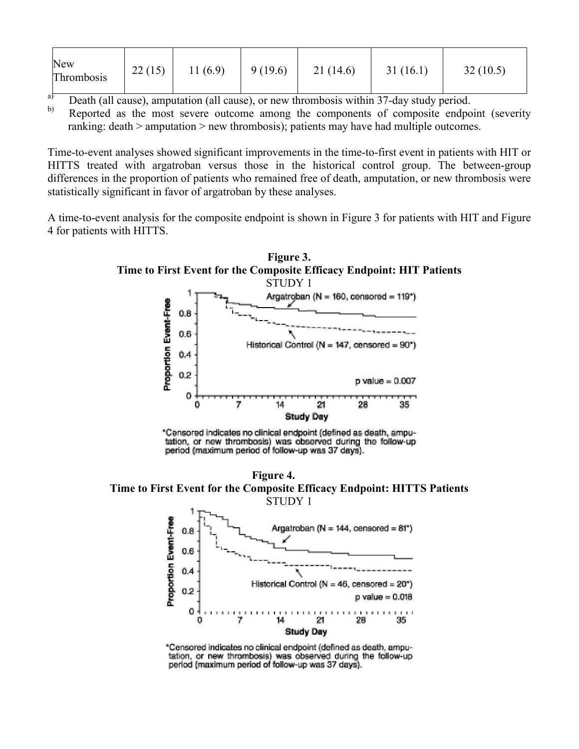| New Thrombosis | 22 (15) | 11 (6.9) | 9 (19.6) | 21 (14.6) | 31 (16.1) | 32 (10.5) |
|---|---|---|---|---|---|---|

[a] Death (all cause), amputation (all cause), or new thrombosis within 37-day study period.

[b] Reported as the most severe outcome among the components of composite endpoint (severity ranking: death > amputation > new thrombosis); patients may have had multiple outcomes.

Time-to-event analyses showed significant improvements in the time-to-first event in patients with HIT or HITTS treated with argatroban versus those in the historical control group. The between-group differences in the proportion of patients who remained free of death, amputation, or new thrombosis were statistically significant in favor of argatroban by these analyses.

A time-to-event analysis for the composite endpoint is shown in Figure 3 for patients with HIT and Figure 4 for patients with HITTS.

**Figure 3.**
**Time to First Event for the Composite Efficacy Endpoint: HIT Patients**
STUDY 1

Argatroban (N = 160, censored = 119*)

Historical Control (N = 147, censored = 90*)

p value = 0.007

*Censored indicates no clinical endpoint (defined as death, amputation, or new thrombosis) was observed during the follow-up period (maximum period of follow-up was 37 days).

**Figure 4.**
**Time to First Event for the Composite Efficacy Endpoint: HITTS Patients**
STUDY 1

Argatroban (N = 144, censored = 81*)

Historical Control (N = 46, censored = 20*)

p value = 0.018

*Censored indicates no clinical endpoint (defined as death, amputation, or new thrombosis) was observed during the follow-up period (maximum period of follow-up was 37 days).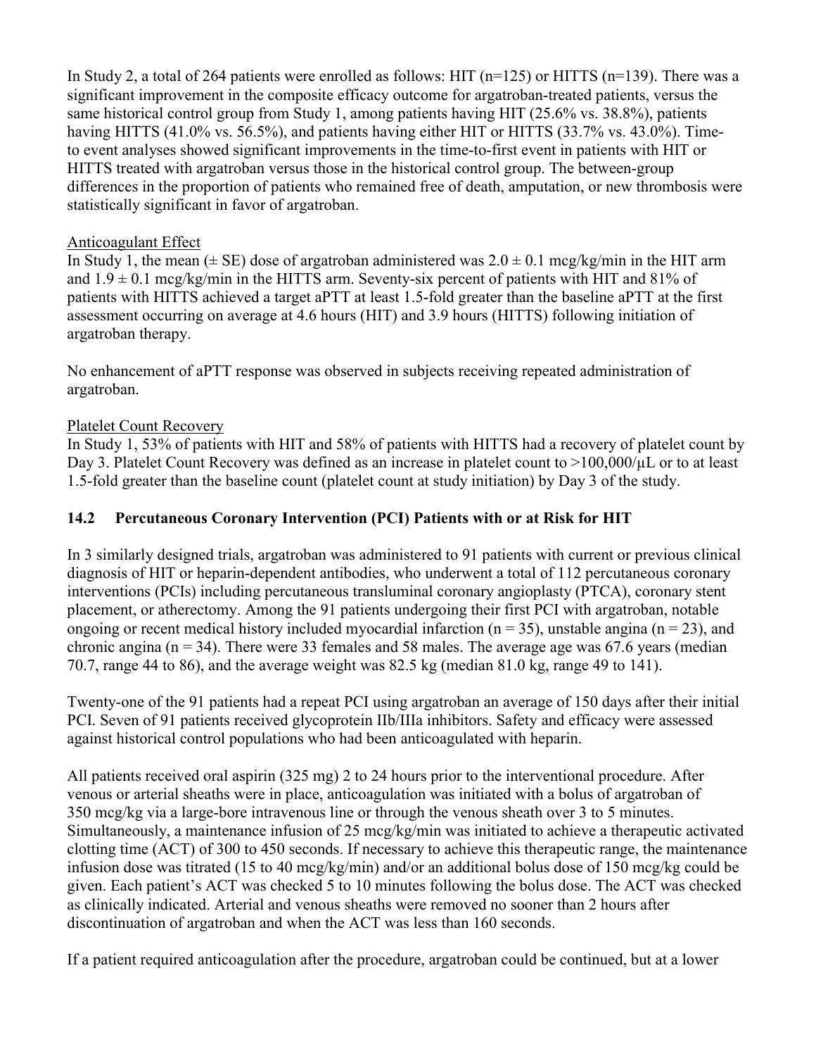In Study 2, a total of 264 patients were enrolled as follows: HIT (n=125) or HITTS (n=139). There was a significant improvement in the composite efficacy outcome for argatroban-treated patients, versus the same historical control group from Study 1, among patients having HIT (25.6% vs. 38.8%), patients having HITTS (41.0% vs. 56.5%), and patients having either HIT or HITTS (33.7% vs. 43.0%). Time-to event analyses showed significant improvements in the time-to-first event in patients with HIT or HITTS treated with argatroban versus those in the historical control group. The between-group differences in the proportion of patients who remained free of death, amputation, or new thrombosis were statistically significant in favor of argatroban.

Anticoagulant Effect

In Study 1, the mean (± SE) dose of argatroban administered was 2.0 ± 0.1 mcg/kg/min in the HIT arm and 1.9 ± 0.1 mcg/kg/min in the HITTS arm. Seventy-six percent of patients with HIT and 81% of patients with HITTS achieved a target aPTT at least 1.5-fold greater than the baseline aPTT at the first assessment occurring on average at 4.6 hours (HIT) and 3.9 hours (HITTS) following initiation of argatroban therapy.

No enhancement of aPTT response was observed in subjects receiving repeated administration of argatroban.

Platelet Count Recovery

In Study 1, 53% of patients with HIT and 58% of patients with HITTS had a recovery of platelet count by Day 3. Platelet Count Recovery was defined as an increase in platelet count to >100,000/µL or to at least 1.5-fold greater than the baseline count (platelet count at study initiation) by Day 3 of the study.

### 14.2 Percutaneous Coronary Intervention (PCI) Patients with or at Risk for HIT

In 3 similarly designed trials, argatroban was administered to 91 patients with current or previous clinical diagnosis of HIT or heparin-dependent antibodies, who underwent a total of 112 percutaneous coronary interventions (PCIs) including percutaneous transluminal coronary angioplasty (PTCA), coronary stent placement, or atherectomy. Among the 91 patients undergoing their first PCI with argatroban, notable ongoing or recent medical history included myocardial infarction (n = 35), unstable angina (n = 23), and chronic angina (n = 34). There were 33 females and 58 males. The average age was 67.6 years (median 70.7, range 44 to 86), and the average weight was 82.5 kg (median 81.0 kg, range 49 to 141).

Twenty-one of the 91 patients had a repeat PCI using argatroban an average of 150 days after their initial PCI. Seven of 91 patients received glycoprotein IIb/IIIa inhibitors. Safety and efficacy were assessed against historical control populations who had been anticoagulated with heparin.

All patients received oral aspirin (325 mg) 2 to 24 hours prior to the interventional procedure. After venous or arterial sheaths were in place, anticoagulation was initiated with a bolus of argatroban of 350 mcg/kg via a large-bore intravenous line or through the venous sheath over 3 to 5 minutes. Simultaneously, a maintenance infusion of 25 mcg/kg/min was initiated to achieve a therapeutic activated clotting time (ACT) of 300 to 450 seconds. If necessary to achieve this therapeutic range, the maintenance infusion dose was titrated (15 to 40 mcg/kg/min) and/or an additional bolus dose of 150 mcg/kg could be given. Each patient's ACT was checked 5 to 10 minutes following the bolus dose. The ACT was checked as clinically indicated. Arterial and venous sheaths were removed no sooner than 2 hours after discontinuation of argatroban and when the ACT was less than 160 seconds.

If a patient required anticoagulation after the procedure, argatroban could be continued, but at a lower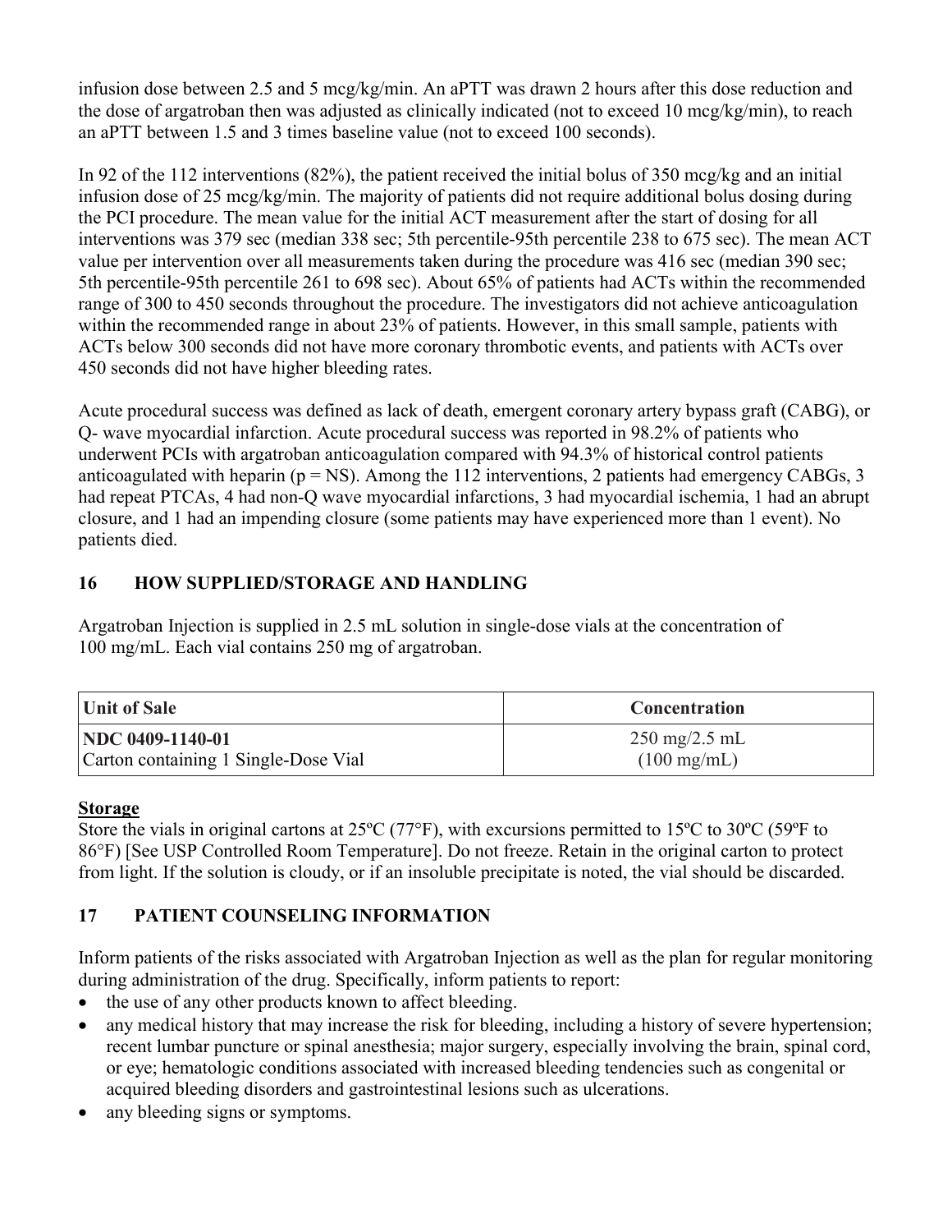infusion dose between 2.5 and 5 mcg/kg/min. An aPTT was drawn 2 hours after this dose reduction and the dose of argatroban then was adjusted as clinically indicated (not to exceed 10 mcg/kg/min), to reach an aPTT between 1.5 and 3 times baseline value (not to exceed 100 seconds).

In 92 of the 112 interventions (82%), the patient received the initial bolus of 350 mcg/kg and an initial infusion dose of 25 mcg/kg/min. The majority of patients did not require additional bolus dosing during the PCI procedure. The mean value for the initial ACT measurement after the start of dosing for all interventions was 379 sec (median 338 sec; 5th percentile-95th percentile 238 to 675 sec). The mean ACT value per intervention over all measurements taken during the procedure was 416 sec (median 390 sec; 5th percentile-95th percentile 261 to 698 sec). About 65% of patients had ACTs within the recommended range of 300 to 450 seconds throughout the procedure. The investigators did not achieve anticoagulation within the recommended range in about 23% of patients. However, in this small sample, patients with ACTs below 300 seconds did not have more coronary thrombotic events, and patients with ACTs over 450 seconds did not have higher bleeding rates.

Acute procedural success was defined as lack of death, emergent coronary artery bypass graft (CABG), or Q- wave myocardial infarction. Acute procedural success was reported in 98.2% of patients who underwent PCIs with argatroban anticoagulation compared with 94.3% of historical control patients anticoagulated with heparin (p = NS). Among the 112 interventions, 2 patients had emergency CABGs, 3 had repeat PTCAs, 4 had non-Q wave myocardial infarctions, 3 had myocardial ischemia, 1 had an abrupt closure, and 1 had an impending closure (some patients may have experienced more than 1 event). No patients died.

## 16 HOW SUPPLIED/STORAGE AND HANDLING

Argatroban Injection is supplied in 2.5 mL solution in single-dose vials at the concentration of 100 mg/mL. Each vial contains 250 mg of argatroban.

| Unit of Sale | Concentration |
|---|---|
| **NDC 0409-1140-01**<br>Carton containing 1 Single-Dose Vial | 250 mg/2.5 mL<br>(100 mg/mL) |

**Storage**

Store the vials in original cartons at 25ºC (77°F), with excursions permitted to 15ºC to 30ºC (59ºF to 86°F) [See USP Controlled Room Temperature]. Do not freeze. Retain in the original carton to protect from light. If the solution is cloudy, or if an insoluble precipitate is noted, the vial should be discarded.

## 17 PATIENT COUNSELING INFORMATION

Inform patients of the risks associated with Argatroban Injection as well as the plan for regular monitoring during administration of the drug. Specifically, inform patients to report:

- the use of any other products known to affect bleeding.
- any medical history that may increase the risk for bleeding, including a history of severe hypertension; recent lumbar puncture or spinal anesthesia; major surgery, especially involving the brain, spinal cord, or eye; hematologic conditions associated with increased bleeding tendencies such as congenital or acquired bleeding disorders and gastrointestinal lesions such as ulcerations.
- any bleeding signs or symptoms.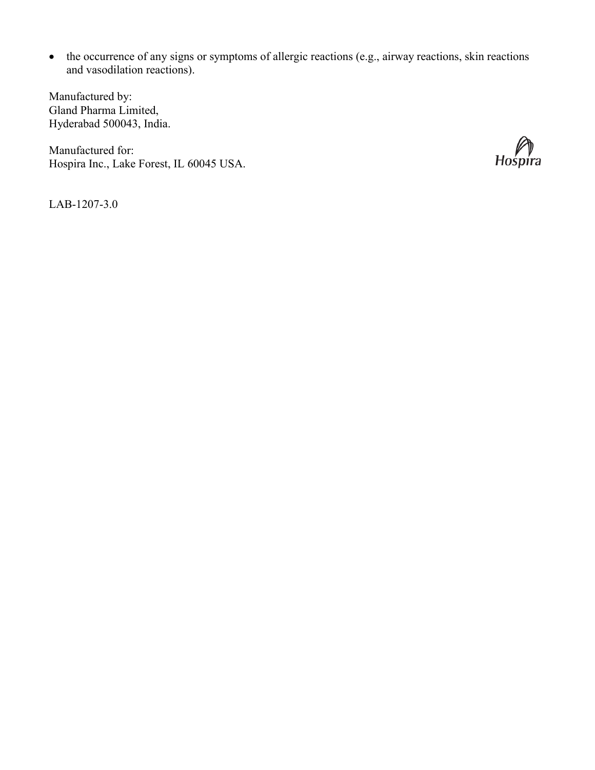- the occurrence of any signs or symptoms of allergic reactions (e.g., airway reactions, skin reactions and vasodilation reactions).

Manufactured by:
Gland Pharma Limited,
Hyderabad 500043, India.

Manufactured for:
Hospira Inc., Lake Forest, IL 60045 USA.

Hospira

LAB-1207-3.0